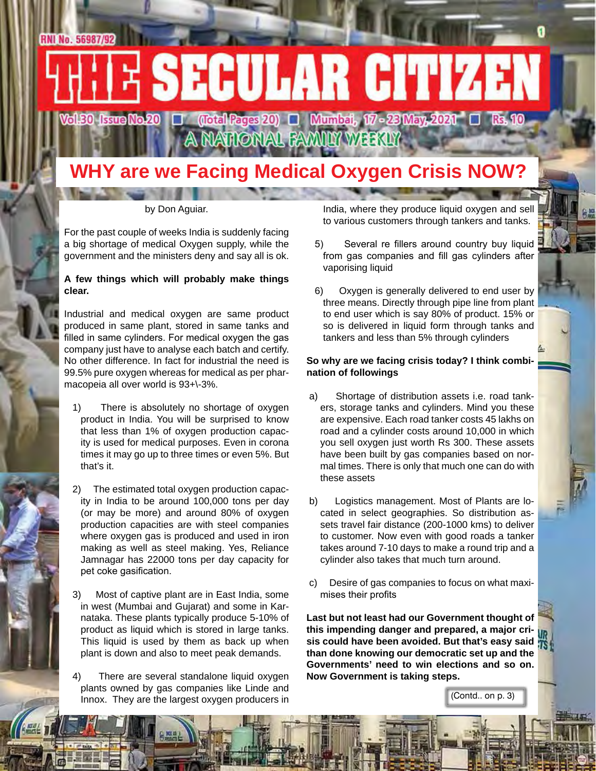RNI No. 56987/92

# THE SECULAR CITIZEN

Vol.30 Issue No.20 ■ (Total Pages 20) ■ Mumbai, 17 - 23 May, 2021 ■ Rs. 10

A NATIONAL FAMILY WEEKLY

## WHY are we Facing Medical Oxygen Crisis NOW?

by Don Aguiar.

For the past couple of weeks India is suddenly facing a big shortage of medical Oxygen supply, while the government and the ministers deny and say all is ok.

**A few things which will probably make things clear.**

Industrial and medical oxygen are same product produced in same plant, stored in same tanks and filled in same cylinders. For medical oxygen the gas company just have to analyse each batch and certify. No other difference. In fact for industrial the need is 99.5% pure oxygen whereas for medical as per pharmacopeia all over world is 93+\-3%.

1) There is absolutely no shortage of oxygen product in India. You will be surprised to know that less than 1% of oxygen production capacity is used for medical purposes. Even in corona times it may go up to three times or even 5%. But that's it.

2) The estimated total oxygen production capacity in India to be around 100,000 tons per day (or may be more) and around 80% of oxygen production capacities are with steel companies where oxygen gas is produced and used in iron making as well as steel making. Yes, Reliance Jamnagar has 22000 tons per day capacity for pet coke gasification.

3) Most of captive plant are in East India, some in west (Mumbai and Gujarat) and some in Karnataka. These plants typically produce 5-10% of product as liquid which is stored in large tanks. This liquid is used by them as back up when plant is down and also to meet peak demands.

4) There are several standalone liquid oxygen plants owned by gas companies like Linde and Innox. They are the largest oxygen producers in India, where they produce liquid oxygen and sell to various customers through tankers and tanks.

5) Several re fillers around country buy liquid from gas companies and fill gas cylinders after vaporising liquid

6) Oxygen is generally delivered to end user by three means. Directly through pipe line from plant to end user which is say 80% of product. 15% or so is delivered in liquid form through tanks and tankers and less than 5% through cylinders

**So why are we facing crisis today? I think combination of followings**

a) Shortage of distribution assets i.e. road tankers, storage tanks and cylinders. Mind you these are expensive. Each road tanker costs 45 lakhs on road and a cylinder costs around 10,000 in which you sell oxygen just worth Rs 300. These assets have been built by gas companies based on normal times. There is only that much one can do with these assets

b) Logistics management. Most of Plants are located in select geographies. So distribution assets travel fair distance (200-1000 kms) to deliver to customer. Now even with good roads a tanker takes around 7-10 days to make a round trip and a cylinder also takes that much turn around.

c) Desire of gas companies to focus on what maximises their profits

**Last but not least had our Government thought of this impending danger and prepared, a major crisis could have been avoided. But that's easy said than done knowing our democratic set up and the Governments' need to win elections and so on. Now Government is taking steps.**

(Contd.. on p. 3)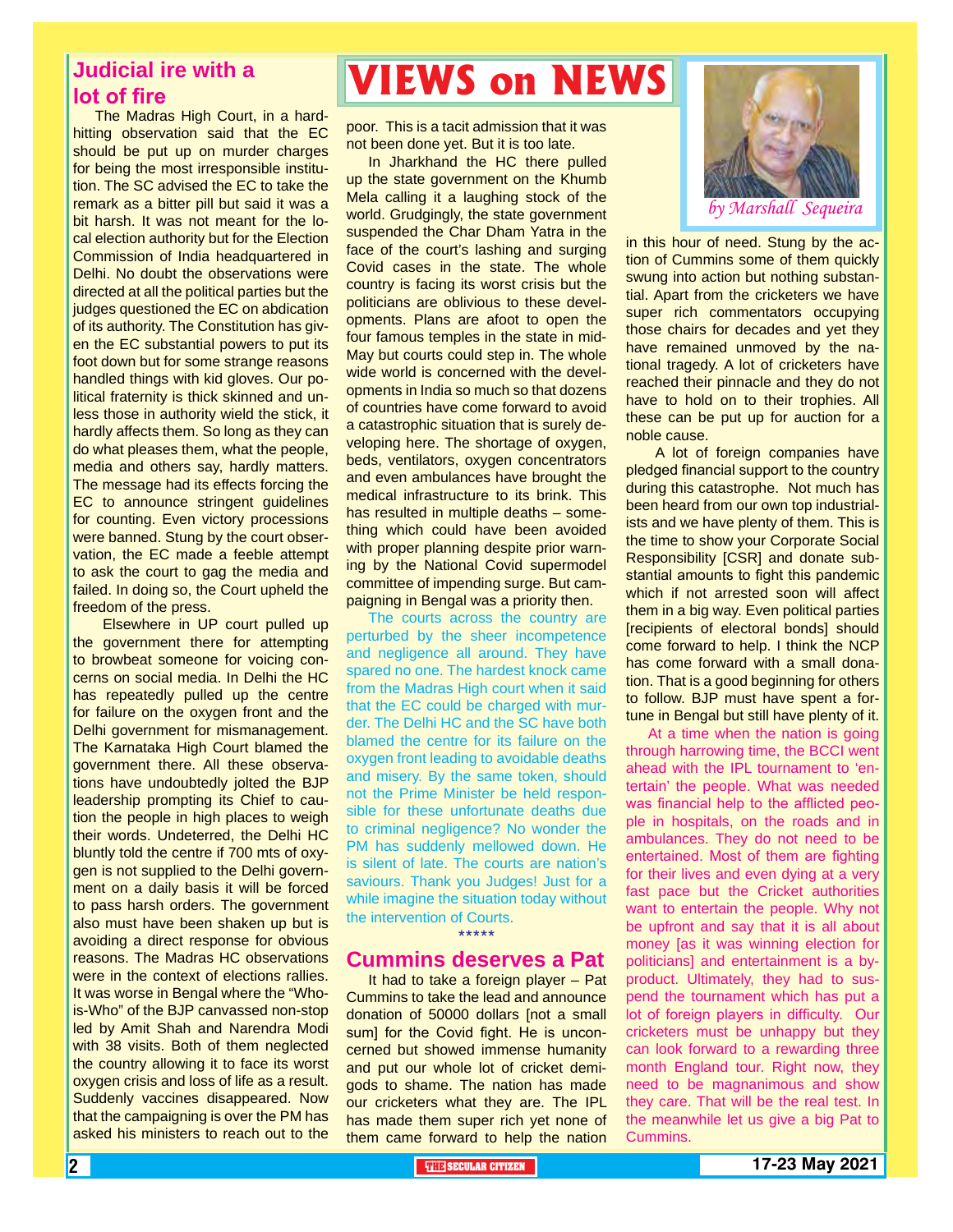# VIEWS on NEWS

*by Marshall Sequeira*

## Judicial ire with a lot of fire

The Madras High Court, in a hard-hitting observation said that the EC should be put up on murder charges for being the most irresponsible institution. The SC advised the EC to take the remark as a bitter pill but said it was a bit harsh. It was not meant for the local election authority but for the Election Commission of India headquartered in Delhi. No doubt the observations were directed at all the political parties but the judges questioned the EC on abdication of its authority. The Constitution has given the EC substantial powers to put its foot down but for some strange reasons handled things with kid gloves. Our political fraternity is thick skinned and unless those in authority wield the stick, it hardly affects them. So long as they can do what pleases them, what the people, media and others say, hardly matters. The message had its effects forcing the EC to announce stringent guidelines for counting. Even victory processions were banned. Stung by the court observation, the EC made a feeble attempt to ask the court to gag the media and failed. In doing so, the Court upheld the freedom of the press.

Elsewhere in UP court pulled up the government there for attempting to browbeat someone for voicing concerns on social media. In Delhi the HC has repeatedly pulled up the centre for failure on the oxygen front and the Delhi government for mismanagement. The Karnataka High Court blamed the government there. All these observations have undoubtedly jolted the BJP leadership prompting its Chief to caution the people in high places to weigh their words. Undeterred, the Delhi HC bluntly told the centre if 700 mts of oxygen is not supplied to the Delhi government on a daily basis it will be forced to pass harsh orders. The government also must have been shaken up but is avoiding a direct response for obvious reasons. The Madras HC observations were in the context of elections rallies. It was worse in Bengal where the "Who-is-Who" of the BJP canvassed non-stop led by Amit Shah and Narendra Modi with 38 visits. Both of them neglected the country allowing it to face its worst oxygen crisis and loss of life as a result. Suddenly vaccines disappeared. Now that the campaigning is over the PM has asked his ministers to reach out to the poor. This is a tacit admission that it was not been done yet. But it is too late.

In Jharkhand the HC there pulled up the state government on the Khumb Mela calling it a laughing stock of the world. Grudgingly, the state government suspended the Char Dham Yatra in the face of the court's lashing and surging Covid cases in the state. The whole country is facing its worst crisis but the politicians are oblivious to these developments. Plans are afoot to open the four famous temples in the state in mid-May but courts could step in. The whole wide world is concerned with the developments in India so much so that dozens of countries have come forward to avoid a catastrophic situation that is surely developing here. The shortage of oxygen, beds, ventilators, oxygen concentrators and even ambulances have brought the medical infrastructure to its brink. This has resulted in multiple deaths – something which could have been avoided with proper planning despite prior warning by the National Covid supermodel committee of impending surge. But campaigning in Bengal was a priority then.

The courts across the country are perturbed by the sheer incompetence and negligence all around. They have spared no one. The hardest knock came from the Madras High court when it said that the EC could be charged with murder. The Delhi HC and the SC have both blamed the centre for its failure on the oxygen front leading to avoidable deaths and misery. By the same token, should not the Prime Minister be held responsible for these unfortunate deaths due to criminal negligence? No wonder the PM has suddenly mellowed down. He is silent of late. The courts are nation's saviours. Thank you Judges! Just for a while imagine the situation today without the intervention of Courts.

\*\*\*\*\*

## Cummins deserves a Pat

It had to take a foreign player – Pat Cummins to take the lead and announce donation of 50000 dollars [not a small sum] for the Covid fight. He is unconcerned but showed immense humanity and put our whole lot of cricket demigods to shame. The nation has made our cricketers what they are. The IPL has made them super rich yet none of them came forward to help the nation in this hour of need. Stung by the action of Cummins some of them quickly swung into action but nothing substantial. Apart from the cricketers we have super rich commentators occupying those chairs for decades and yet they have remained unmoved by the national tragedy. A lot of cricketers have reached their pinnacle and they do not have to hold on to their trophies. All these can be put up for auction for a noble cause.

A lot of foreign companies have pledged financial support to the country during this catastrophe. Not much has been heard from our own top industrialists and we have plenty of them. This is the time to show your Corporate Social Responsibility [CSR] and donate substantial amounts to fight this pandemic which if not arrested soon will affect them in a big way. Even political parties [recipients of electoral bonds] should come forward to help. I think the NCP has come forward with a small donation. That is a good beginning for others to follow. BJP must have spent a fortune in Bengal but still have plenty of it.

At a time when the nation is going through harrowing time, the BCCI went ahead with the IPL tournament to 'entertain' the people. What was needed was financial help to the afflicted people in hospitals, on the roads and in ambulances. They do not need to be entertained. Most of them are fighting for their lives and even dying at a very fast pace but the Cricket authorities want to entertain the people. Why not be upfront and say that it is all about money [as it was winning election for politicians] and entertainment is a by-product. Ultimately, they had to suspend the tournament which has put a lot of foreign players in difficulty. Our cricketers must be unhappy but they can look forward to a rewarding three month England tour. Right now, they need to be magnanimous and show they care. That will be the real test. In the meanwhile let us give a big Pat to Cummins.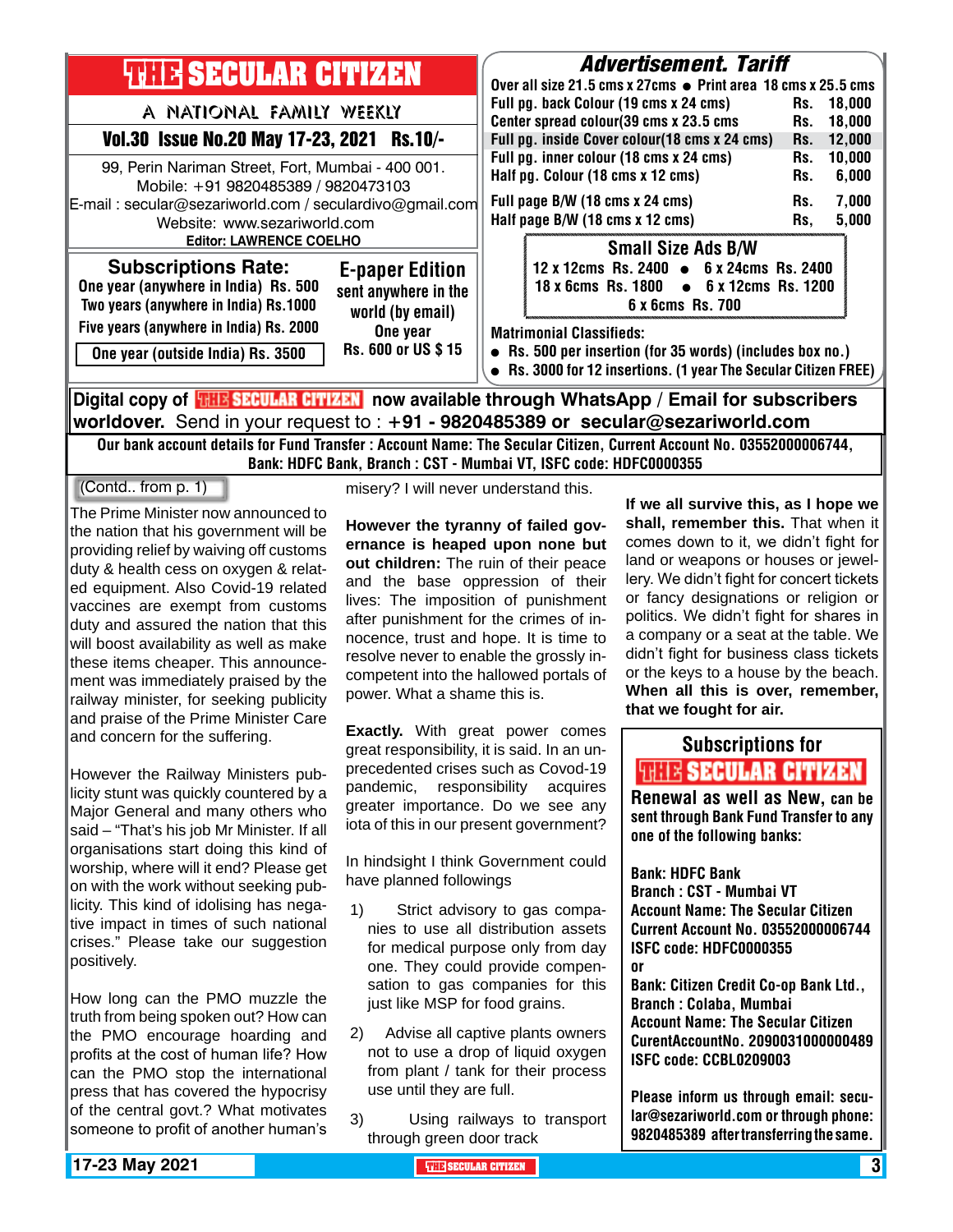# THE SECULAR CITIZEN

A NATIONAL FAMILY WEEKLY

**Vol.30 Issue No.20 May 17-23, 2021 Rs.10/-**

99, Perin Nariman Street, Fort, Mumbai - 400 001.
Mobile: +91 9820485389 / 9820473103
E-mail : secular@sezariworld.com / seculardivo@gmail.com
Website: www.sezariworld.com
**Editor: LAWRENCE COELHO**

## Advertisement. Tariff

**Over all size 21.5 cms x 27cms ● Print area 18 cms x 25.5 cms**

| | |
|---|---|
| Full pg. back Colour (19 cms x 24 cms) | Rs. 18,000 |
| Center spread colour(39 cms x 23.5 cms | Rs. 18,000 |
| Full pg. inside Cover colour(18 cms x 24 cms) | Rs. 12,000 |
| Full pg. inner colour (18 cms x 24 cms) | Rs. 10,000 |
| Half pg. Colour (18 cms x 12 cms) | Rs. 6,000 |
| Full page B/W (18 cms x 24 cms) | Rs. 7,000 |
| Half page B/W (18 cms x 12 cms) | Rs, 5,000 |

**Small Size Ads B/W**

12 x 12cms Rs. 2400 ● 6 x 24cms Rs. 2400
18 x 6cms Rs. 1800 ● 6 x 12cms Rs. 1200
6 x 6cms Rs. 700

**Matrimonial Classifieds:**

- Rs. 500 per insertion (for 35 words) (includes box no.)
- Rs. 3000 for 12 insertions. (1 year The Secular Citizen FREE)

## Subscriptions Rate:

One year (anywhere in India) Rs. 500
Two years (anywhere in India) Rs.1000
Five years (anywhere in India) Rs. 2000
One year (outside India) Rs. 3500

## E-paper Edition

sent anywhere in the world (by email)
One year
Rs. 600 or US $ 15

**Digital copy of THE SECULAR CITIZEN now available through WhatsApp / Email for subscribers worldover.** Send in your request to : **+91 - 9820485389 or secular@sezariworld.com**

**Our bank account details for Fund Transfer : Account Name: The Secular Citizen, Current Account No. 03552000006744, Bank: HDFC Bank, Branch : CST - Mumbai VT, ISFC code: HDFC0000355**

(Contd.. from p. 1)

The Prime Minister now announced to the nation that his government will be providing relief by waiving off customs duty & health cess on oxygen & related equipment. Also Covid-19 related vaccines are exempt from customs duty and assured the nation that this will boost availability as well as make these items cheaper. This announcement was immediately praised by the railway minister, for seeking publicity and praise of the Prime Minister Care and concern for the suffering.

However the Railway Ministers publicity stunt was quickly countered by a Major General and many others who said – "That's his job Mr Minister. If all organisations start doing this kind of worship, where will it end? Please get on with the work without seeking publicity. This kind of idolising has negative impact in times of such national crises." Please take our suggestion positively.

How long can the PMO muzzle the truth from being spoken out? How can the PMO encourage hoarding and profits at the cost of human life? How can the PMO stop the international press that has covered the hypocrisy of the central govt.? What motivates someone to profit of another human's misery? I will never understand this.

**However the tyranny of failed governance is heaped upon none but out children:** The ruin of their peace and the base oppression of their lives: The imposition of punishment after punishment for the crimes of innocence, trust and hope. It is time to resolve never to enable the grossly incompetent into the hallowed portals of power. What a shame this is.

**Exactly.** With great power comes great responsibility, it is said. In an unprecedented crises such as Covod-19 pandemic, responsibility acquires greater importance. Do we see any iota of this in our present government?

In hindsight I think Government could have planned followings

1) Strict advisory to gas companies to use all distribution assets for medical purpose only from day one. They could provide compensation to gas companies for this just like MSP for food grains.

2) Advise all captive plants owners not to use a drop of liquid oxygen from plant / tank for their process use until they are full.

3) Using railways to transport through green door track

**If we all survive this, as I hope we shall, remember this.** That when it comes down to it, we didn't fight for land or weapons or houses or jewellery. We didn't fight for concert tickets or fancy designations or religion or politics. We didn't fight for shares in a company or a seat at the table. We didn't fight for business class tickets or the keys to a house by the beach. **When all this is over, remember, that we fought for air.**

## Subscriptions for THE SECULAR CITIZEN

**Renewal as well as New, can be sent through Bank Fund Transfer to any one of the following banks:**

**Bank: HDFC Bank**
**Branch : CST - Mumbai VT**
**Account Name: The Secular Citizen**
**Current Account No. 03552000006744**
**ISFC code: HDFC0000355**
**or**
**Bank: Citizen Credit Co-op Bank Ltd.,**
**Branch : Colaba, Mumbai**
**Account Name: The Secular Citizen**
**CurentAccountNo. 2090031000000489**
**ISFC code: CCBL0209003**

**Please inform us through email: secular@sezariworld.com or through phone: 9820485389 after transferring the same.**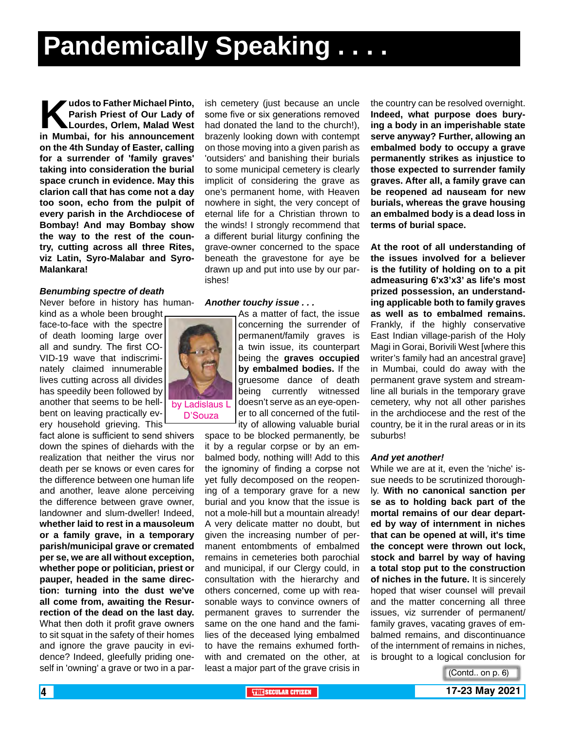# Pandemically Speaking . . . .

**Kudos to Father Michael Pinto, Parish Priest of Our Lady of Lourdes, Orlem, Malad West in Mumbai, for his announcement on the 4th Sunday of Easter, calling for a surrender of 'family graves' taking into consideration the burial space crunch in evidence. May this clarion call that has come not a day too soon, echo from the pulpit of every parish in the Archdiocese of Bombay! And may Bombay show the way to the rest of the country, cutting across all three Rites, viz Latin, Syro-Malabar and Syro-Malankara!**

by Ladislaus L D'Souza

### *Benumbing spectre of death*

Never before in history has humankind as a whole been brought face-to-face with the spectre of death looming large over all and sundry. The first COVID-19 wave that indiscriminately claimed innumerable lives cutting across all divides has speedily been followed by another that seems to be hell-bent on leaving practically every household grieving. This fact alone is sufficient to send shivers down the spines of diehards with the realization that neither the virus nor death per se knows or even cares for the difference between one human life and another, leave alone perceiving the difference between grave owner, landowner and slum-dweller! Indeed, **whether laid to rest in a mausoleum or a family grave, in a temporary parish/municipal grave or cremated per se, we are all without exception, whether pope or politician, priest or pauper, headed in the same direction: turning into the dust we've all come from, awaiting the Resurrection of the dead on the last day.** What then doth it profit grave owners to sit squat in the safety of their homes and ignore the grave paucity in evidence? Indeed, gleefully priding oneself in 'owning' a grave or two in a parish cemetery (just because an uncle some five or six generations removed had donated the land to the church!), brazenly looking down with contempt on those moving into a given parish as 'outsiders' and banishing their burials to some municipal cemetery is clearly implicit of considering the grave as one's permanent home, with Heaven nowhere in sight, the very concept of eternal life for a Christian thrown to the winds! I strongly recommend that a different burial liturgy confining the grave-owner concerned to the space beneath the gravestone for aye be drawn up and put into use by our parishes!

### *Another touchy issue . . .*

As a matter of fact, the issue concerning the surrender of permanent/family graves is a twin issue, its counterpart being the **graves occupied by embalmed bodies.** If the gruesome dance of death being currently witnessed doesn't serve as an eye-opener to all concerned of the futility of allowing valuable burial space to be blocked permanently, be it by a regular corpse or by an embalmed body, nothing will! Add to this the ignominy of finding a corpse not yet fully decomposed on the reopening of a temporary grave for a new burial and you know that the issue is not a mole-hill but a mountain already! A very delicate matter no doubt, but given the increasing number of permanent entombments of embalmed remains in cemeteries both parochial and municipal, if our Clergy could, in consultation with the hierarchy and others concerned, come up with reasonable ways to convince owners of permanent graves to surrender the same on the one hand and the families of the deceased lying embalmed to have the remains exhumed forthwith and cremated on the other, at least a major part of the grave crisis in the country can be resolved overnight. **Indeed, what purpose does burying a body in an imperishable state serve anyway? Further, allowing an embalmed body to occupy a grave permanently strikes as injustice to those expected to surrender family graves. After all, a family grave can be reopened ad nauseam for new burials, whereas the grave housing an embalmed body is a dead loss in terms of burial space.**

**At the root of all understanding of the issues involved for a believer is the futility of holding on to a pit admeasuring 6'x3'x3' as life's most prized possession, an understanding applicable both to family graves as well as to embalmed remains.** Frankly, if the highly conservative East Indian village-parish of the Holy Magi in Gorai, Borivili West [where this writer's family had an ancestral grave] in Mumbai, could do away with the permanent grave system and streamline all burials in the temporary grave cemetery, why not all other parishes in the archdiocese and the rest of the country, be it in the rural areas or in its suburbs!

### *And yet another!*

While we are at it, even the 'niche' issue needs to be scrutinized thoroughly. **With no canonical sanction per se as to holding back part of the mortal remains of our dear departed by way of internment in niches that can be opened at will, it's time the concept were thrown out lock, stock and barrel by way of having a total stop put to the construction of niches in the future.** It is sincerely hoped that wiser counsel will prevail and the matter concerning all three issues, viz surrender of permanent/ family graves, vacating graves of embalmed remains, and discontinuance of the internment of remains in niches, is brought to a logical conclusion for

(Contd.. on p. 6)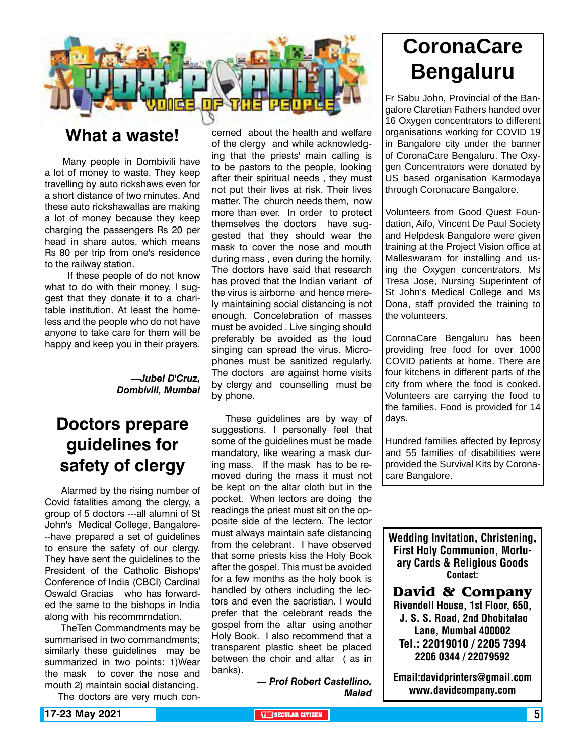# VOX POPULI – VOICE OF THE PEOPLE

## What a waste!

Many people in Dombivili have a lot of money to waste. They keep travelling by auto rickshaws even for a short distance of two minutes. And these auto rickshawallas are making a lot of money because they keep charging the passengers Rs 20 per head in share autos, which means Rs 80 per trip from one's residence to the railway station.

If these people of do not know what to do with their money, I suggest that they donate it to a charitable institution. At least the homeless and the people who do not have anyone to take care for them will be happy and keep you in their prayers.

***—Jubel D'Cruz, Dombivili, Mumbai***

## Doctors prepare guidelines for safety of clergy

Alarmed by the rising number of Covid fatalities among the clergy, a group of 5 doctors ---all alumni of St John's Medical College, Bangalore--have prepared a set of guidelines to ensure the safety of our clergy. They have sent the guidelines to the President of the Catholic Bishops' Conference of India (CBCI) Cardinal Oswald Gracias who has forwarded the same to the bishops in India along with his recommrndation.

TheTen Commandments may be summarised in two commandments; similarly these guidelines may be summarized in two points: 1)Wear the mask to cover the nose and mouth 2) maintain social distancing.

The doctors are very much concerned about the health and welfare of the clergy and while acknowledging that the priests' main calling is to be pastors to the people, looking after their spiritual needs , they must not put their lives at risk. Their lives matter. The church needs them, now more than ever. In order to protect themselves the doctors have suggested that they should wear the mask to cover the nose and mouth during mass , even during the homily. The doctors have said that research has proved that the Indian variant of the virus is airborne and hence merely maintaining social distancing is not enough. Concelebration of masses must be avoided . Live singing should preferably be avoided as the loud singing can spread the virus. Microphones must be sanitized regularly. The doctors are against home visits by clergy and counselling must be by phone.

These guidelines are by way of suggestions. I personally feel that some of the guidelines must be made mandatory, like wearing a mask during mass. If the mask has to be removed during the mass it must not be kept on the altar cloth but in the pocket. When lectors are doing the readings the priest must sit on the opposite side of the lectern. The lector must always maintain safe distancing from the celebrant. I have observed that some priests kiss the Holy Book after the gospel. This must be avoided for a few months as the holy book is handled by others including the lectors and even the sacristian. I would prefer that the celebrant reads the gospel from the altar using another Holy Book. I also recommend that a transparent plastic sheet be placed between the choir and altar ( as in banks).

***— Prof Robert Castellino, Malad***

## CoronaCare Bengaluru

Fr Sabu John, Provincial of the Bangalore Claretian Fathers handed over 16 Oxygen concentrators to different organisations working for COVID 19 in Bangalore city under the banner of CoronaCare Bengaluru. The Oxygen Concentrators were donated by US based organisation Karmodaya through Coronacare Bangalore.

Volunteers from Good Quest Foundation, Aifo, Vincent De Paul Society and Helpdesk Bangalore were given training at the Project Vision office at Malleswaram for installing and using the Oxygen concentrators. Ms Tresa Jose, Nursing Superintent of St John's Medical College and Ms Dona, staff provided the training to the volunteers.

CoronaCare Bengaluru has been providing free food for over 1000 COVID patients at home. There are four kitchens in different parts of the city from where the food is cooked. Volunteers are carrying the food to the families. Food is provided for 14 days.

Hundred families affected by leprosy and 55 families of disabilities were provided the Survival Kits by Coronacare Bangalore.

---

**Wedding Invitation, Christening, First Holy Communion, Mortuary Cards & Religious Goods**
**Contact:**

**David & Company**
**Rivendell House, 1st Floor, 650, J. S. S. Road, 2nd Dhobitalao Lane, Mumbai 400002**
**Tel.: 22019010 / 2205 7394 2206 0344 / 22079592**

**Email:davidprinters@gmail.com**
**www.davidcompany.com**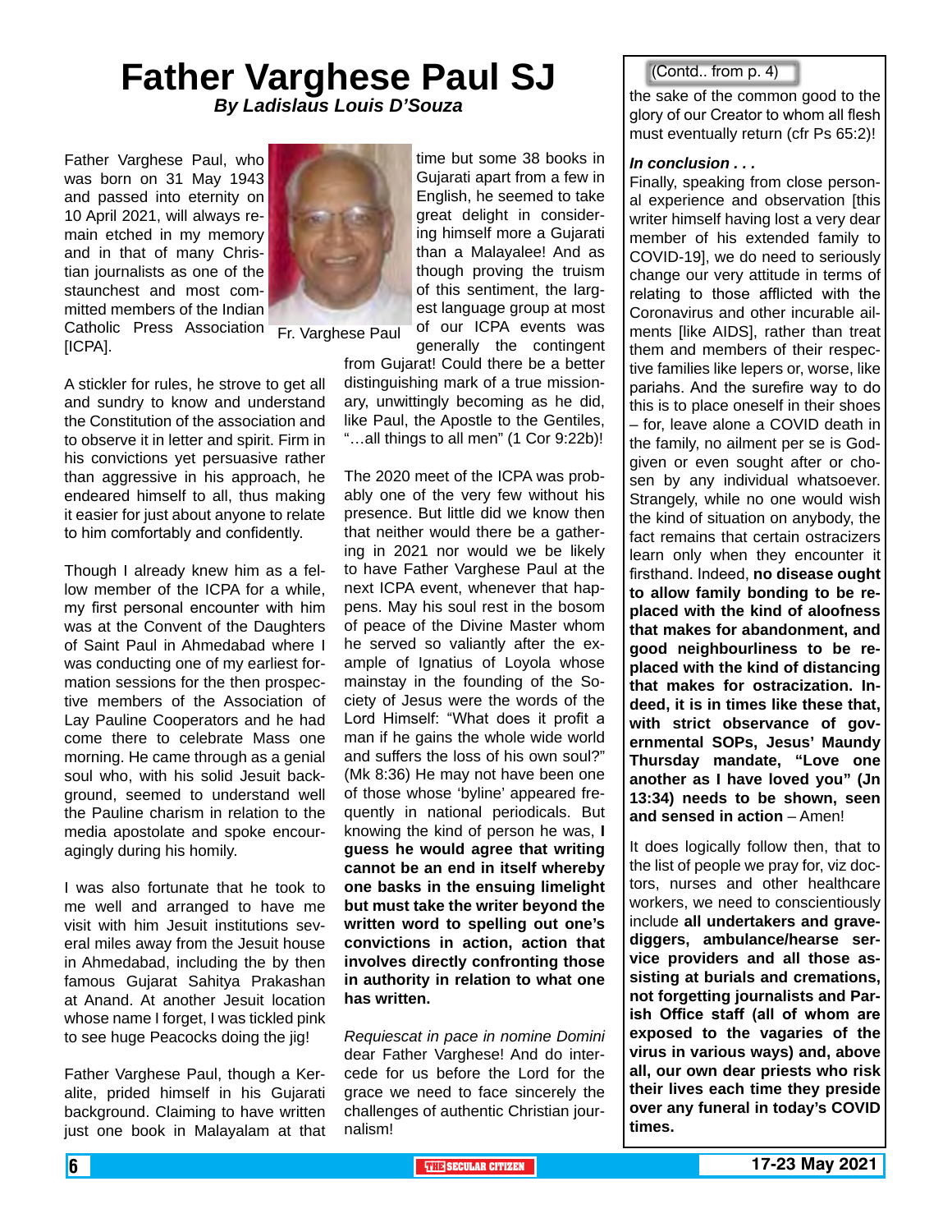# Father Varghese Paul SJ

***By Ladislaus Louis D'Souza***

Father Varghese Paul, who was born on 31 May 1943 and passed into eternity on 10 April 2021, will always remain etched in my memory and in that of many Christian journalists as one of the staunchest and most committed members of the Indian Catholic Press Association [ICPA].

Fr. Varghese Paul

A stickler for rules, he strove to get all and sundry to know and understand the Constitution of the association and to observe it in letter and spirit. Firm in his convictions yet persuasive rather than aggressive in his approach, he endeared himself to all, thus making it easier for just about anyone to relate to him comfortably and confidently.

Though I already knew him as a fellow member of the ICPA for a while, my first personal encounter with him was at the Convent of the Daughters of Saint Paul in Ahmedabad where I was conducting one of my earliest formation sessions for the then prospective members of the Association of Lay Pauline Cooperators and he had come there to celebrate Mass one morning. He came through as a genial soul who, with his solid Jesuit background, seemed to understand well the Pauline charism in relation to the media apostolate and spoke encouragingly during his homily.

I was also fortunate that he took to me well and arranged to have me visit with him Jesuit institutions several miles away from the Jesuit house in Ahmedabad, including the by then famous Gujarat Sahitya Prakashan at Anand. At another Jesuit location whose name I forget, I was tickled pink to see huge Peacocks doing the jig!

Father Varghese Paul, though a Keralite, prided himself in his Gujarati background. Claiming to have written just one book in Malayalam at that time but some 38 books in Gujarati apart from a few in English, he seemed to take great delight in considering himself more a Gujarati than a Malayalee! And as though proving the truism of this sentiment, the largest language group at most of our ICPA events was generally the contingent from Gujarat! Could there be a better distinguishing mark of a true missionary, unwittingly becoming as he did, like Paul, the Apostle to the Gentiles, "…all things to all men" (1 Cor 9:22b)!

The 2020 meet of the ICPA was probably one of the very few without his presence. But little did we know then that neither would there be a gathering in 2021 nor would we be likely to have Father Varghese Paul at the next ICPA event, whenever that happens. May his soul rest in the bosom of peace of the Divine Master whom he served so valiantly after the example of Ignatius of Loyola whose mainstay in the founding of the Society of Jesus were the words of the Lord Himself: "What does it profit a man if he gains the whole world and suffers the loss of his own soul?" (Mk 8:36) He may not have been one of those whose 'byline' appeared frequently in national periodicals. But knowing the kind of person he was, **I guess he would agree that writing cannot be an end in itself whereby one basks in the ensuing limelight but must take the writer beyond the written word to spelling out one's convictions in action, action that involves directly confronting those in authority in relation to what one has written.**

*Requiescat in pace in nomine Domini* dear Father Varghese! And do intercede for us before the Lord for the grace we need to face sincerely the challenges of authentic Christian journalism!

(Contd.. from p. 4)

the sake of the common good to the glory of our Creator to whom all flesh must eventually return (cfr Ps 65:2)!

***In conclusion . . .***

Finally, speaking from close personal experience and observation [this writer himself having lost a very dear member of his extended family to COVID-19], we do need to seriously change our very attitude in terms of relating to those afflicted with the Coronavirus and other incurable ailments [like AIDS], rather than treat them and members of their respective families like lepers or, worse, like pariahs. And the surefire way to do this is to place oneself in their shoes – for, leave alone a COVID death in the family, no ailment per se is God-given or even sought after or chosen by any individual whatsoever. Strangely, while no one would wish the kind of situation on anybody, the fact remains that certain ostracizers learn only when they encounter it firsthand. Indeed, **no disease ought to allow family bonding to be replaced with the kind of aloofness that makes for abandonment, and good neighbourliness to be replaced with the kind of distancing that makes for ostracization. Indeed, it is in times like these that, with strict observance of governmental SOPs, Jesus' Maundy Thursday mandate, "Love one another as I have loved you" (Jn 13:34) needs to be shown, seen and sensed in action** – Amen!

It does logically follow then, that to the list of people we pray for, viz doctors, nurses and other healthcare workers, we need to conscientiously include **all undertakers and gravediggers, ambulance/hearse service providers and all those assisting at burials and cremations, not forgetting journalists and Parish Office staff (all of whom are exposed to the vagaries of the virus in various ways) and, above all, our own dear priests who risk their lives each time they preside over any funeral in today's COVID times.**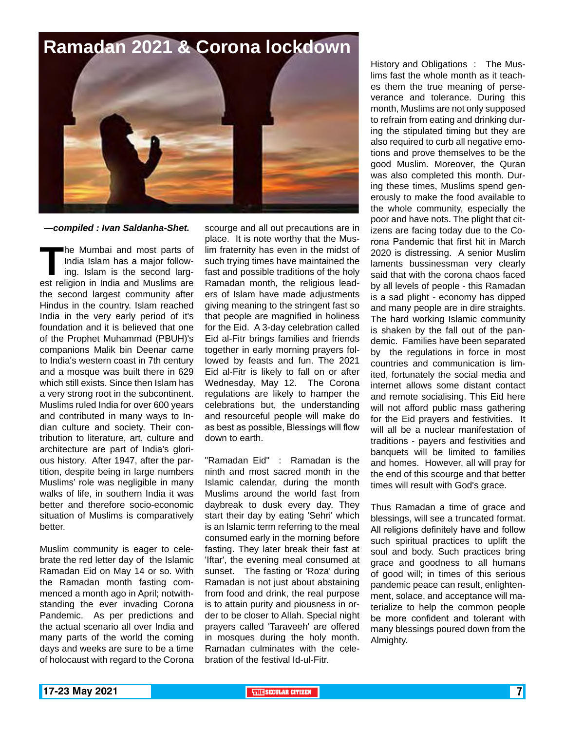# Ramadan 2021 & Corona lockdown

***—compiled : Ivan Saldanha-Shet.***

The Mumbai and most parts of India Islam has a major following. Islam is the second largest religion in India and Muslims are the second largest community after Hindus in the country. Islam reached India in the very early period of it's foundation and it is believed that one of the Prophet Muhammad (PBUH)'s companions Malik bin Deenar came to India's western coast in 7th century and a mosque was built there in 629 which still exists. Since then Islam has a very strong root in the subcontinent. Muslims ruled India for over 600 years and contributed in many ways to Indian culture and society. Their contribution to literature, art, culture and architecture are part of India's glorious history. After 1947, after the partition, despite being in large numbers Muslims' role was negligible in many walks of life, in southern India it was better and therefore socio-economic situation of Muslims is comparatively better.

Muslim community is eager to celebrate the red letter day of the Islamic Ramadan Eid on May 14 or so. With the Ramadan month fasting commenced a month ago in April; notwithstanding the ever invading Corona Pandemic. As per predictions and the actual scenario all over India and many parts of the world the coming days and weeks are sure to be a time of holocaust with regard to the Corona scourge and all out precautions are in place. It is note worthy that the Muslim fraternity has even in the midst of such trying times have maintained the fast and possible traditions of the holy Ramadan month, the religious leaders of Islam have made adjustments giving meaning to the stringent fast so that people are magnified in holiness for the Eid. A 3-day celebration called Eid al-Fitr brings families and friends together in early morning prayers followed by feasts and fun. The 2021 Eid al-Fitr is likely to fall on or after Wednesday, May 12. The Corona regulations are likely to hamper the celebrations but, the understanding and resourceful people will make do as best as possible, Blessings will flow down to earth.

"Ramadan Eid" : Ramadan is the ninth and most sacred month in the Islamic calendar, during the month Muslims around the world fast from daybreak to dusk every day. They start their day by eating 'Sehri' which is an Islamic term referring to the meal consumed early in the morning before fasting. They later break their fast at 'Iftar', the evening meal consumed at sunset. The fasting or 'Roza' during Ramadan is not just about abstaining from food and drink, the real purpose is to attain purity and piousness in order to be closer to Allah. Special night prayers called 'Taraveeh' are offered in mosques during the holy month. Ramadan culminates with the celebration of the festival Id-ul-Fitr.

History and Obligations : The Muslims fast the whole month as it teaches them the true meaning of perseverance and tolerance. During this month, Muslims are not only supposed to refrain from eating and drinking during the stipulated timing but they are also required to curb all negative emotions and prove themselves to be the good Muslim. Moreover, the Quran was also completed this month. During these times, Muslims spend generously to make the food available to the whole community, especially the poor and have nots. The plight that citizens are facing today due to the Corona Pandemic that first hit in March 2020 is distressing. A senior Muslim laments bussinessman very clearly said that with the corona chaos faced by all levels of people - this Ramadan is a sad plight - economy has dipped and many people are in dire straights. The hard working Islamic community is shaken by the fall out of the pandemic. Families have been separated by the regulations in force in most countries and communication is limited, fortunately the social media and internet allows some distant contact and remote socialising. This Eid here will not afford public mass gathering for the Eid prayers and festivities. It will all be a nuclear manifestation of traditions - payers and festivities and banquets will be limited to families and homes. However, all will pray for the end of this scourge and that better times will result with God's grace.

Thus Ramadan a time of grace and blessings, will see a truncated format. All religions definitely have and follow such spiritual practices to uplift the soul and body. Such practices bring grace and goodness to all humans of good will; in times of this serious pandemic peace can result, enlightenment, solace, and acceptance will materialize to help the common people be more confident and tolerant with many blessings poured down from the Almighty.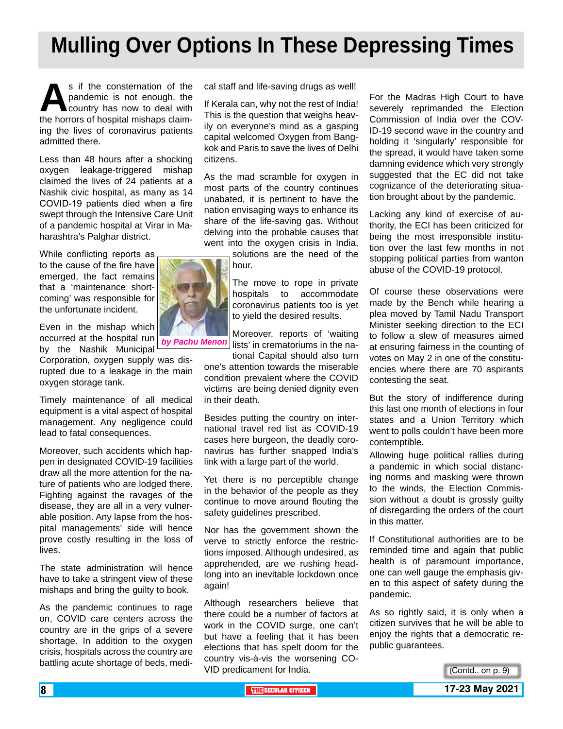# Mulling Over Options In These Depressing Times

*by Pachu Menon*

As if the consternation of the pandemic is not enough, the country has now to deal with the horrors of hospital mishaps claiming the lives of coronavirus patients admitted there.

Less than 48 hours after a shocking oxygen leakage-triggered mishap claimed the lives of 24 patients at a Nashik civic hospital, as many as 14 COVID-19 patients died when a fire swept through the Intensive Care Unit of a pandemic hospital at Virar in Maharashtra's Palghar district.

While conflicting reports as to the cause of the fire have emerged, the fact remains that a 'maintenance shortcoming' was responsible for the unfortunate incident.

Even in the mishap which occurred at the hospital run by the Nashik Municipal Corporation, oxygen supply was disrupted due to a leakage in the main oxygen storage tank.

Timely maintenance of all medical equipment is a vital aspect of hospital management. Any negligence could lead to fatal consequences.

Moreover, such accidents which happen in designated COVID-19 facilities draw all the more attention for the nature of patients who are lodged there. Fighting against the ravages of the disease, they are all in a very vulnerable position. Any lapse from the hospital managements' side will hence prove costly resulting in the loss of lives.

The state administration will hence have to take a stringent view of these mishaps and bring the guilty to book.

As the pandemic continues to rage on, COVID care centers across the country are in the grips of a severe shortage. In addition to the oxygen crisis, hospitals across the country are battling acute shortage of beds, medical staff and life-saving drugs as well!

If Kerala can, why not the rest of India! This is the question that weighs heavily on everyone's mind as a gasping capital welcomed Oxygen from Bangkok and Paris to save the lives of Delhi citizens.

As the mad scramble for oxygen in most parts of the country continues unabated, it is pertinent to have the nation envisaging ways to enhance its share of the life-saving gas. Without delving into the probable causes that went into the oxygen crisis in India, solutions are the need of the hour.

The move to rope in private hospitals to accommodate coronavirus patients too is yet to yield the desired results.

Moreover, reports of 'waiting lists' in crematoriums in the national Capital should also turn one's attention towards the miserable condition prevalent where the COVID victims are being denied dignity even in their death.

Besides putting the country on international travel red list as COVID-19 cases here burgeon, the deadly coronavirus has further snapped India's link with a large part of the world.

Yet there is no perceptible change in the behavior of the people as they continue to move around flouting the safety guidelines prescribed.

Nor has the government shown the verve to strictly enforce the restrictions imposed. Although undesired, as apprehended, are we rushing headlong into an inevitable lockdown once again!

Although researchers believe that there could be a number of factors at work in the COVID surge, one can't but have a feeling that it has been elections that has spelt doom for the country vis-à-vis the worsening COVID predicament for India.

For the Madras High Court to have severely reprimanded the Election Commission of India over the COVID-19 second wave in the country and holding it 'singularly' responsible for the spread, it would have taken some damning evidence which very strongly suggested that the EC did not take cognizance of the deteriorating situation brought about by the pandemic.

Lacking any kind of exercise of authority, the ECI has been criticized for being the most irresponsible institution over the last few months in not stopping political parties from wanton abuse of the COVID-19 protocol.

Of course these observations were made by the Bench while hearing a plea moved by Tamil Nadu Transport Minister seeking direction to the ECI to follow a slew of measures aimed at ensuring fairness in the counting of votes on May 2 in one of the constituencies where there are 70 aspirants contesting the seat.

But the story of indifference during this last one month of elections in four states and a Union Territory which went to polls couldn't have been more contemptible.

Allowing huge political rallies during a pandemic in which social distancing norms and masking were thrown to the winds, the Election Commission without a doubt is grossly guilty of disregarding the orders of the court in this matter.

If Constitutional authorities are to be reminded time and again that public health is of paramount importance, one can well gauge the emphasis given to this aspect of safety during the pandemic.

As so rightly said, it is only when a citizen survives that he will be able to enjoy the rights that a democratic republic guarantees.

(Contd.. on p. 9)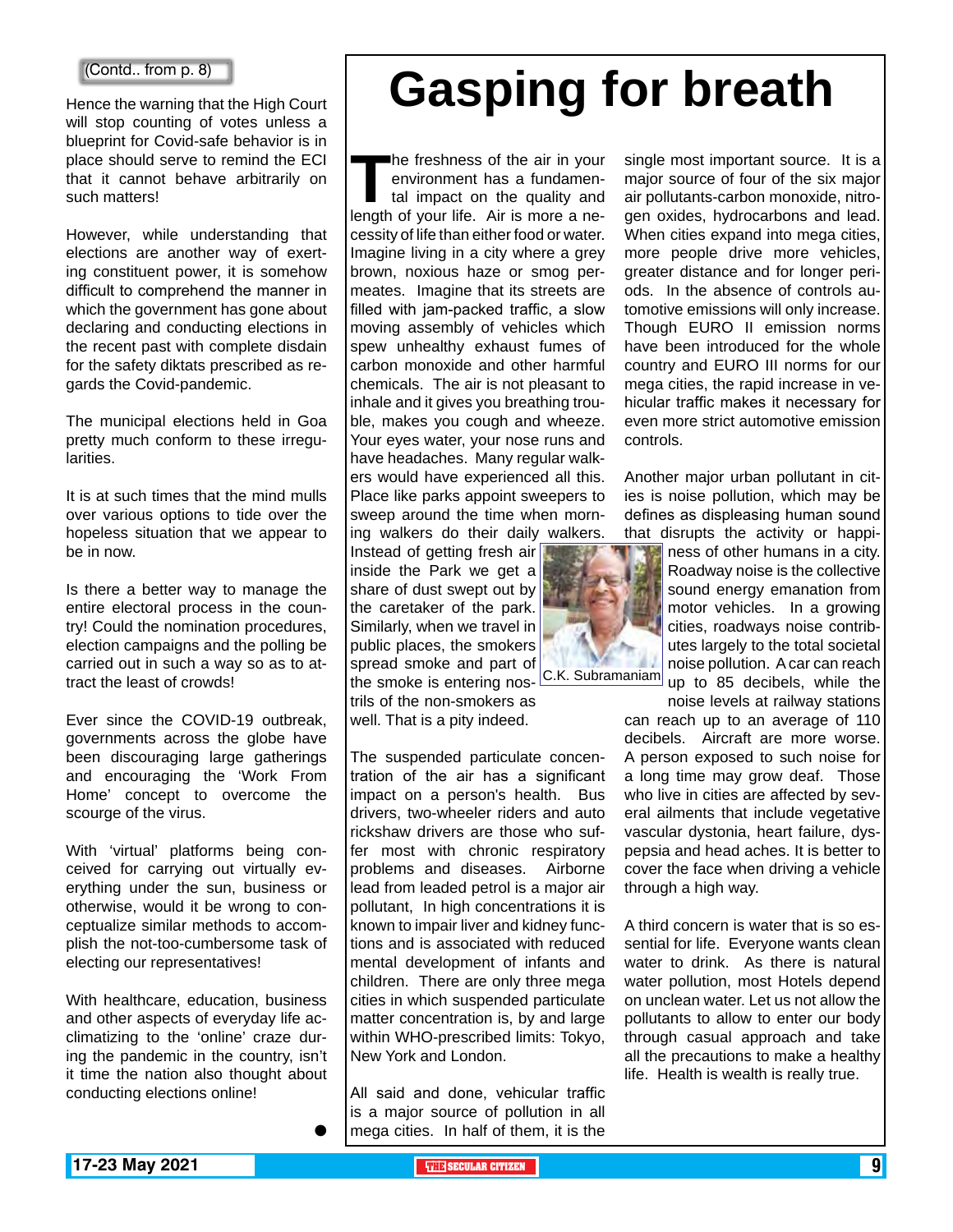(Contd.. from p. 8)

Hence the warning that the High Court will stop counting of votes unless a blueprint for Covid-safe behavior is in place should serve to remind the ECI that it cannot behave arbitrarily on such matters!

However, while understanding that elections are another way of exerting constituent power, it is somehow difficult to comprehend the manner in which the government has gone about declaring and conducting elections in the recent past with complete disdain for the safety diktats prescribed as regards the Covid-pandemic.

The municipal elections held in Goa pretty much conform to these irregularities.

It is at such times that the mind mulls over various options to tide over the hopeless situation that we appear to be in now.

Is there a better way to manage the entire electoral process in the country! Could the nomination procedures, election campaigns and the polling be carried out in such a way so as to attract the least of crowds!

Ever since the COVID-19 outbreak, governments across the globe have been discouraging large gatherings and encouraging the 'Work From Home' concept to overcome the scourge of the virus.

With 'virtual' platforms being conceived for carrying out virtually everything under the sun, business or otherwise, would it be wrong to conceptualize similar methods to accomplish the not-too-cumbersome task of electing our representatives!

With healthcare, education, business and other aspects of everyday life acclimatizing to the 'online' craze during the pandemic in the country, isn't it time the nation also thought about conducting elections online!

●

# Gasping for breath

The freshness of the air in your environment has a fundamental impact on the quality and length of your life. Air is more a necessity of life than either food or water. Imagine living in a city where a grey brown, noxious haze or smog permeates. Imagine that its streets are filled with jam-packed traffic, a slow moving assembly of vehicles which spew unhealthy exhaust fumes of carbon monoxide and other harmful chemicals. The air is not pleasant to inhale and it gives you breathing trouble, makes you cough and wheeze. Your eyes water, your nose runs and have headaches. Many regular walkers would have experienced all this. Place like parks appoint sweepers to sweep around the time when morning walkers do their daily walkers. Instead of getting fresh air inside the Park we get a share of dust swept out by the caretaker of the park. Similarly, when we travel in public places, the smokers spread smoke and part of the smoke is entering nostrils of the non-smokers as well. That is a pity indeed.

C.K. Subramaniam

The suspended particulate concentration of the air has a significant impact on a person's health. Bus drivers, two-wheeler riders and auto rickshaw drivers are those who suffer most with chronic respiratory problems and diseases. Airborne lead from leaded petrol is a major air pollutant, In high concentrations it is known to impair liver and kidney functions and is associated with reduced mental development of infants and children. There are only three mega cities in which suspended particulate matter concentration is, by and large within WHO-prescribed limits: Tokyo, New York and London.

All said and done, vehicular traffic is a major source of pollution in all mega cities. In half of them, it is the single most important source. It is a major source of four of the six major air pollutants-carbon monoxide, nitrogen oxides, hydrocarbons and lead. When cities expand into mega cities, more people drive more vehicles, greater distance and for longer periods. In the absence of controls automotive emissions will only increase. Though EURO II emission norms have been introduced for the whole country and EURO III norms for our mega cities, the rapid increase in vehicular traffic makes it necessary for even more strict automotive emission controls.

Another major urban pollutant in cities is noise pollution, which may be defines as displeasing human sound that disrupts the activity or happiness of other humans in a city. Roadway noise is the collective sound energy emanation from motor vehicles. In a growing cities, roadways noise contributes largely to the total societal noise pollution. A car can reach up to 85 decibels, while the noise levels at railway stations can reach up to an average of 110 decibels. Aircraft are more worse. A person exposed to such noise for a long time may grow deaf. Those who live in cities are affected by several ailments that include vegetative vascular dystonia, heart failure, dyspepsia and head aches. It is better to cover the face when driving a vehicle through a high way.

A third concern is water that is so essential for life. Everyone wants clean water to drink. As there is natural water pollution, most Hotels depend on unclean water. Let us not allow the pollutants to allow to enter our body through casual approach and take all the precautions to make a healthy life. Health is wealth is really true.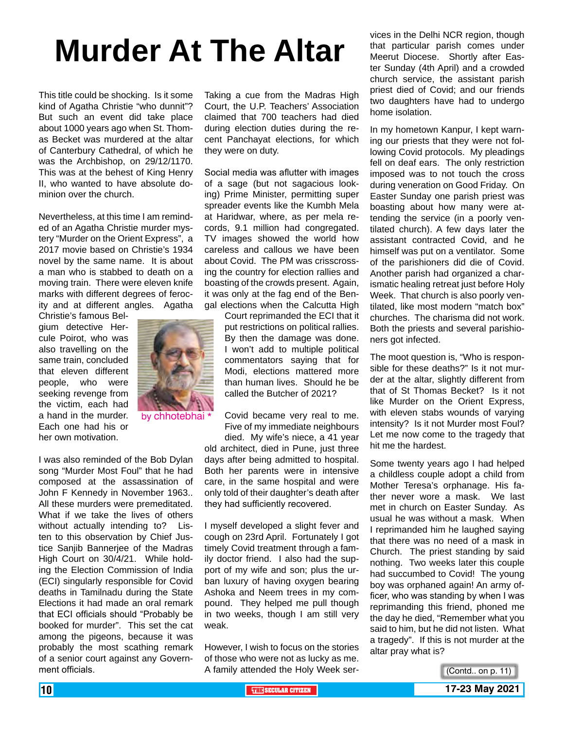# Murder At The Altar

This title could be shocking. Is it some kind of Agatha Christie "who dunnit"? But such an event did take place about 1000 years ago when St. Thomas Becket was murdered at the altar of Canterbury Cathedral, of which he was the Archbishop, on 29/12/1170. This was at the behest of King Henry II, who wanted to have absolute dominion over the church.

Nevertheless, at this time I am reminded of an Agatha Christie murder mystery "Murder on the Orient Express", a 2017 movie based on Christie's 1934 novel by the same name. It is about a man who is stabbed to death on a moving train. There were eleven knife marks with different degrees of ferocity and at different angles. Agatha Christie's famous Belgium detective Hercule Poirot, who was also travelling on the same train, concluded that eleven different people, who were seeking revenge from the victim, each had a hand in the murder. Each one had his or her own motivation.

by chhotebhai *

I was also reminded of the Bob Dylan song "Murder Most Foul" that he had composed at the assassination of John F Kennedy in November 1963.. All these murders were premeditated. What if we take the lives of others without actually intending to? Listen to this observation by Chief Justice Sanjib Bannerjee of the Madras High Court on 30/4/21. While holding the Election Commission of India (ECI) singularly responsible for Covid deaths in Tamilnadu during the State Elections it had made an oral remark that ECI officials should "Probably be booked for murder". This set the cat among the pigeons, because it was probably the most scathing remark of a senior court against any Government officials.

Taking a cue from the Madras High Court, the U.P. Teachers' Association claimed that 700 teachers had died during election duties during the recent Panchayat elections, for which they were on duty.

Social media was aflutter with images of a sage (but not sagacious looking) Prime Minister, permitting super spreader events like the Kumbh Mela at Haridwar, where, as per mela records, 9.1 million had congregated. TV images showed the world how careless and callous we have been about Covid. The PM was crisscrossing the country for election rallies and boasting of the crowds present. Again, it was only at the fag end of the Bengal elections when the Calcutta High Court reprimanded the ECI that it put restrictions on political rallies. By then the damage was done. I won't add to multiple political commentators saying that for Modi, elections mattered more than human lives. Should he be called the Butcher of 2021?

Covid became very real to me. Five of my immediate neighbours died. My wife's niece, a 41 year old architect, died in Pune, just three days after being admitted to hospital. Both her parents were in intensive care, in the same hospital and were only told of their daughter's death after they had sufficiently recovered.

I myself developed a slight fever and cough on 23rd April. Fortunately I got timely Covid treatment through a family doctor friend. I also had the support of my wife and son; plus the urban luxury of having oxygen bearing Ashoka and Neem trees in my compound. They helped me pull though in two weeks, though I am still very weak.

However, I wish to focus on the stories of those who were not as lucky as me. A family attended the Holy Week services in the Delhi NCR region, though that particular parish comes under Meerut Diocese. Shortly after Easter Sunday (4th April) and a crowded church service, the assistant parish priest died of Covid; and our friends two daughters have had to undergo home isolation.

In my hometown Kanpur, I kept warning our priests that they were not following Covid protocols. My pleadings fell on deaf ears. The only restriction imposed was to not touch the cross during veneration on Good Friday. On Easter Sunday one parish priest was boasting about how many were attending the service (in a poorly ventilated church). A few days later the assistant contracted Covid, and he himself was put on a ventilator. Some of the parishioners did die of Covid. Another parish had organized a charismatic healing retreat just before Holy Week. That church is also poorly ventilated, like most modern "match box" churches. The charisma did not work. Both the priests and several parishioners got infected.

The moot question is, "Who is responsible for these deaths?" Is it not murder at the altar, slightly different from that of St Thomas Becket? Is it not like Murder on the Orient Express, with eleven stabs wounds of varying intensity? Is it not Murder most Foul? Let me now come to the tragedy that hit me the hardest.

Some twenty years ago I had helped a childless couple adopt a child from Mother Teresa's orphanage. His father never wore a mask. We last met in church on Easter Sunday. As usual he was without a mask. When I reprimanded him he laughed saying that there was no need of a mask in Church. The priest standing by said nothing. Two weeks later this couple had succumbed to Covid! The young boy was orphaned again! An army officer, who was standing by when I was reprimanding this friend, phoned me the day he died, "Remember what you said to him, but he did not listen. What a tragedy". If this is not murder at the altar pray what is?

(Contd.. on p. 11)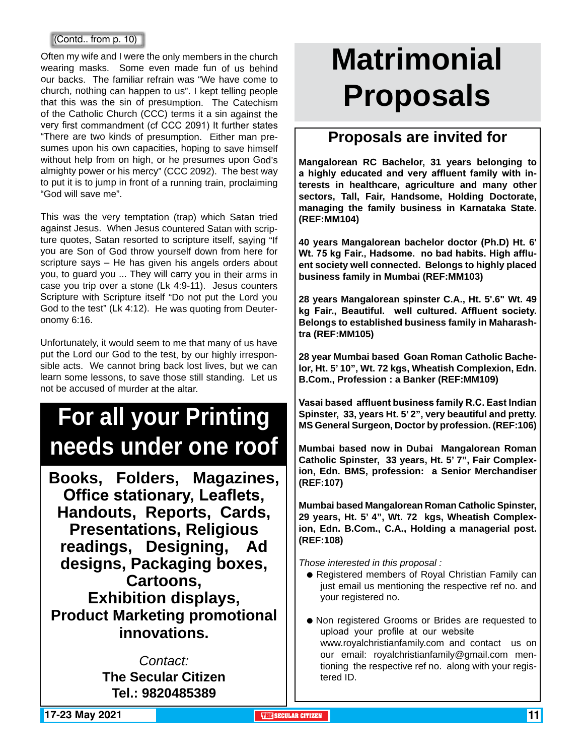(Contd.. from p. 10)

Often my wife and I were the only members in the church wearing masks. Some even made fun of us behind our backs. The familiar refrain was "We have come to church, nothing can happen to us". I kept telling people that this was the sin of presumption. The Catechism of the Catholic Church (CCC) terms it a sin against the very first commandment (cf CCC 2091) It further states "There are two kinds of presumption. Either man presumes upon his own capacities, hoping to save himself without help from on high, or he presumes upon God's almighty power or his mercy" (CCC 2092). The best way to put it is to jump in front of a running train, proclaiming "God will save me".

This was the very temptation (trap) which Satan tried against Jesus. When Jesus countered Satan with scripture quotes, Satan resorted to scripture itself, saying "If you are Son of God throw yourself down from here for scripture says – He has given his angels orders about you, to guard you ... They will carry you in their arms in case you trip over a stone (Lk 4:9-11). Jesus counters Scripture with Scripture itself "Do not put the Lord you God to the test" (Lk 4:12). He was quoting from Deuteronomy 6:16.

Unfortunately, it would seem to me that many of us have put the Lord our God to the test, by our highly irresponsible acts. We cannot bring back lost lives, but we can learn some lessons, to save those still standing. Let us not be accused of murder at the altar.

# For all your Printing needs under one roof

**Books, Folders, Magazines, Office stationary, Leaflets, Handouts, Reports, Cards, Presentations, Religious readings, Designing, Ad designs, Packaging boxes, Cartoons, Exhibition displays, Product Marketing promotional innovations.**

*Contact:*
**The Secular Citizen**
**Tel.: 9820485389**

# Matrimonial Proposals

## Proposals are invited for

**Mangalorean RC Bachelor, 31 years belonging to a highly educated and very affluent family with interests in healthcare, agriculture and many other sectors, Tall, Fair, Handsome, Holding Doctorate, managing the family business in Karnataka State. (REF:MM104)**

**40 years Mangalorean bachelor doctor (Ph.D) Ht. 6' Wt. 75 kg Fair., Hadsome. no bad habits. High affluent society well connected. Belongs to highly placed business family in Mumbai (REF:MM103)**

**28 years Mangalorean spinster C.A., Ht. 5'.6" Wt. 49 kg Fair., Beautiful. well cultured. Affluent society. Belongs to established business family in Maharashtra (REF:MM105)**

**28 year Mumbai based Goan Roman Catholic Bachelor, Ht. 5' 10", Wt. 72 kgs, Wheatish Complexion, Edn. B.Com., Profession : a Banker (REF:MM109)**

**Vasai based affluent business family R.C. East Indian Spinster, 33, years Ht. 5' 2", very beautiful and pretty. MS General Surgeon, Doctor by profession. (REF:106)**

**Mumbai based now in Dubai Mangalorean Roman Catholic Spinster, 33 years, Ht. 5' 7", Fair Complexion, Edn. BMS, profession: a Senior Merchandiser (REF:107)**

**Mumbai based Mangalorean Roman Catholic Spinster, 29 years, Ht. 5' 4", Wt. 72 kgs, Wheatish Complexion, Edn. B.Com., C.A., Holding a managerial post. (REF:108)**

*Those interested in this proposal :*

- Registered members of Royal Christian Family can just email us mentioning the respective ref no. and your registered no.
- Non registered Grooms or Brides are requested to upload your profile at our website www.royalchristianfamily.com and contact us on our email: royalchristianfamily@gmail.com mentioning the respective ref no. along with your registered ID.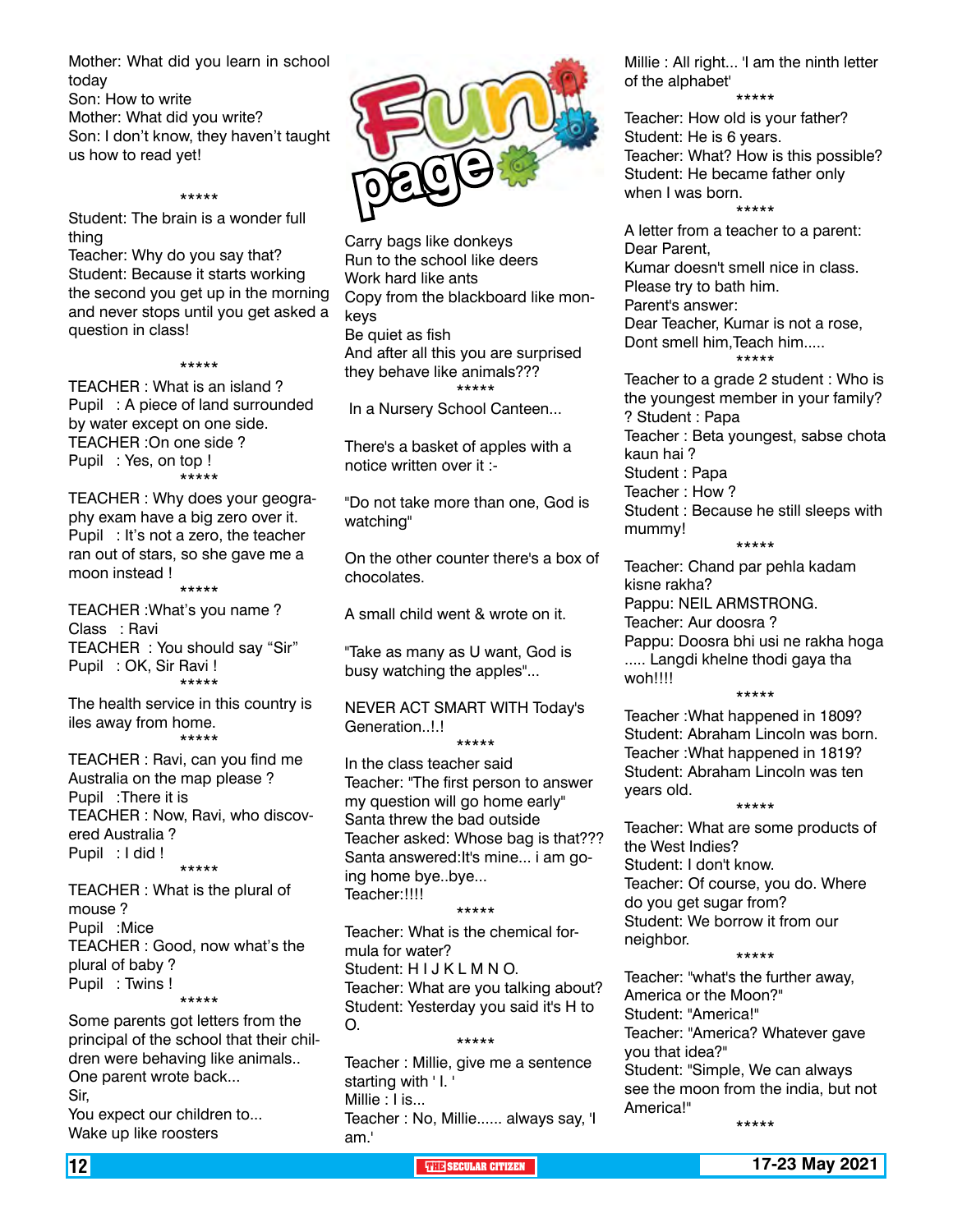# Fun page

Mother: What did you learn in school today
Son: How to write
Mother: What did you write?
Son: I don't know, they haven't taught us how to read yet!

*****

Student: The brain is a wonder full thing
Teacher: Why do you say that?
Student: Because it starts working the second you get up in the morning and never stops until you get asked a question in class!

*****

TEACHER : What is an island ?
Pupil : A piece of land surrounded by water except on one side.
TEACHER :On one side ?
Pupil : Yes, on top !

*****

TEACHER : Why does your geography exam have a big zero over it.
Pupil : It's not a zero, the teacher ran out of stars, so she gave me a moon instead !

*****

TEACHER :What's you name ?
Class : Ravi
TEACHER : You should say "Sir"
Pupil : OK, Sir Ravi !

*****

The health service in this country is iles away from home.

*****

TEACHER : Ravi, can you find me Australia on the map please ?
Pupil :There it is
TEACHER : Now, Ravi, who discovered Australia ?
Pupil : I did !

*****

TEACHER : What is the plural of mouse ?
Pupil :Mice
TEACHER : Good, now what's the plural of baby ?
Pupil : Twins !

*****

Some parents got letters from the principal of the school that children were behaving like animals..
One parent wrote back...
Sir,
You expect our children to...
Wake up like roosters
Carry bags like donkeys
Run to the school like deers
Work hard like ants
Copy from the blackboard like monkeys
Be quiet as fish
And after all this you are surprised they behave like animals???

*****

In a Nursery School Canteen...

There's a basket of apples with a notice written over it :-

"Do not take more than one, God is watching"

On the other counter there's a box of chocolates.

A small child went & wrote on it.

"Take as many as U want, God is busy watching the apples"...

NEVER ACT SMART WITH Today's Generation..!.!

*****

In the class teacher said
Teacher: "The first person to answer my question will go home early"
Santa threw the bad outside
Teacher asked: Whose bag is that???
Santa answered:It's mine... i am going home bye..bye...
Teacher:!!!!

*****

Teacher: What is the chemical formula for water?
Student: H I J K L M N O.
Teacher: What are you talking about?
Student: Yesterday you said it's H to O.

*****

Teacher : Millie, give me a sentence starting with ' I. '
Millie : I is...
Teacher : No, Millie...... always say, 'I am.'
Millie : All right... 'I am the ninth letter of the alphabet'

*****

Teacher: How old is your father?
Student: He is 6 years.
Teacher: What? How is this possible?
Student: He became father only when I was born.

*****

A letter from a teacher to a parent:
Dear Parent,
Kumar doesn't smell nice in class.
Please try to bath him.
Parent's answer:
Dear Teacher, Kumar is not a rose,
Dont smell him,Teach him.....

*****

Teacher to a grade 2 student : Who is the youngest member in your family?
? Student : Papa
Teacher : Beta youngest, sabse chota kaun hai ?
Student : Papa
Teacher : How ?
Student : Because he still sleeps with mummy!

*****

Teacher: Chand par pehla kadam kisne rakha?
Pappu: NEIL ARMSTRONG.
Teacher: Aur doosra ?
Pappu: Doosra bhi usi ne rakha hoga ..... Langdi khelne thodi gaya tha woh!!!!

*****

Teacher :What happened in 1809?
Student: Abraham Lincoln was born.
Teacher :What happened in 1819?
Student: Abraham Lincoln was ten years old.

*****

Teacher: What are some products of the West Indies?
Student: I don't know.
Teacher: Of course, you do. Where do you get sugar from?
Student: We borrow it from our neighbor.

*****

Teacher: "what's the further away, America or the Moon?"
Student: "America!"
Teacher: "America? Whatever gave you that idea?"
Student: "Simple, We can always see the moon from the india, but not America!"

*****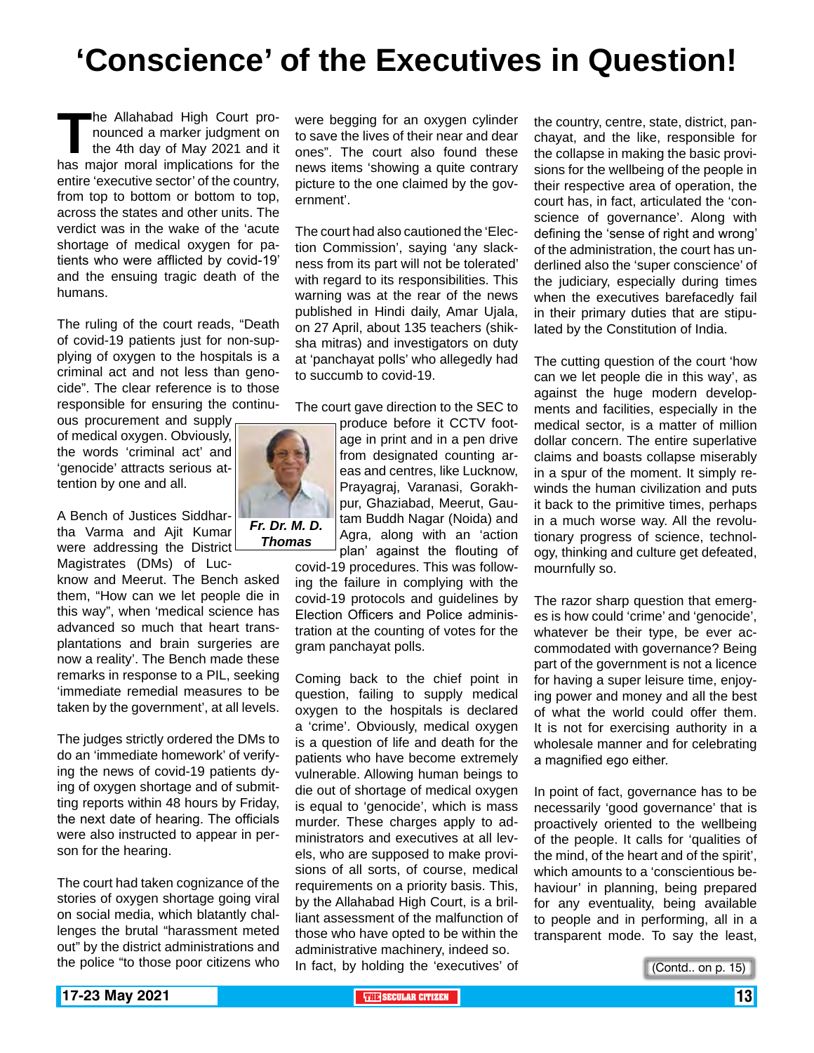# 'Conscience' of the Executives in Question!

The Allahabad High Court pronounced a marker judgment on the 4th day of May 2021 and it has major moral implications for the entire 'executive sector' of the country, from top to bottom or bottom to top, across the states and other units. The verdict was in the wake of the 'acute shortage of medical oxygen for patients who were afflicted by covid-19' and the ensuing tragic death of the humans.

The ruling of the court reads, "Death of covid-19 patients just for non-supplying of oxygen to the hospitals is a criminal act and not less than genocide". The clear reference is to those responsible for ensuring the continuous procurement and supply of medical oxygen. Obviously, the words 'criminal act' and 'genocide' attracts serious attention by one and all.

A Bench of Justices Siddhartha Varma and Ajit Kumar were addressing the District Magistrates (DMs) of Lucknow and Meerut. The Bench asked them, "How can we let people die in this way", when 'medical science has advanced so much that heart transplantations and brain surgeries are now a reality'. The Bench made these remarks in response to a PIL, seeking 'immediate remedial measures to be taken by the government', at all levels.

The judges strictly ordered the DMs to do an 'immediate homework' of verifying the news of covid-19 patients dying of oxygen shortage and of submitting reports within 48 hours by Friday, the next date of hearing. The officials were also instructed to appear in person for the hearing.

The court had taken cognizance of the stories of oxygen shortage going viral on social media, which blatantly challenges the brutal "harassment meted out" by the district administrations and the police "to those poor citizens who were begging for an oxygen cylinder to save the lives of their near and dear ones". The court also found these news items 'showing a quite contrary picture to the one claimed by the government'.

The court had also cautioned the 'Election Commission', saying 'any slackness from its part will not be tolerated' with regard to its responsibilities. This warning was at the rear of the news published in Hindi daily, Amar Ujala, on 27 April, about 135 teachers (shiksha mitras) and investigators on duty at 'panchayat polls' who allegedly had to succumb to covid-19.

**Fr. Dr. M. D. Thomas**

The court gave direction to the SEC to produce before it CCTV footage in print and in a pen drive from designated counting areas and centres, like Lucknow, Prayagraj, Varanasi, Gorakhpur, Ghaziabad, Meerut, Gautam Buddh Nagar (Noida) and Agra, along with an 'action plan' against the flouting of covid-19 procedures. This was following the failure in complying with the covid-19 protocols and guidelines by Election Officers and Police administration at the counting of votes for the gram panchayat polls.

Coming back to the chief point in question, failing to supply medical oxygen to the hospitals is declared a 'crime'. Obviously, medical oxygen is a question of life and death for the patients who have become extremely vulnerable. Allowing human beings to die out of shortage of medical oxygen is equal to 'genocide', which is mass murder. These charges apply to administrators and executives at all levels, who are supposed to make provisions of all sorts, of course, medical requirements on a priority basis. This, by the Allahabad High Court, is a brilliant assessment of the malfunction of those who have opted to be within the administrative machinery, indeed so. In fact, by holding the 'executives' of the country, centre, state, district, panchayat, and the like, responsible for the collapse in making the basic provisions for the wellbeing of the people in their respective area of operation, the court has, in fact, articulated the 'conscience of governance'. Along with defining the 'sense of right and wrong' of the administration, the court has underlined also the 'super conscience' of the judiciary, especially during times when the executives barefacedly fail in their primary duties that are stipulated by the Constitution of India.

The cutting question of the court 'how can we let people die in this way', as against the huge modern developments and facilities, especially in the medical sector, is a matter of million dollar concern. The entire superlative claims and boasts collapse miserably in a spur of the moment. It simply rewinds the human civilization and puts it back to the primitive times, perhaps in a much worse way. All the revolutionary progress of science, technology, thinking and culture get defeated, mournfully so.

The razor sharp question that emerges is how could 'crime' and 'genocide', whatever be their type, be ever accommodated with governance? Being part of the government is not a licence for having a super leisure time, enjoying power and money and all the best of what the world could offer them. It is not for exercising authority in a wholesale manner and for celebrating a magnified ego either.

In point of fact, governance has to be necessarily 'good governance' that is proactively oriented to the wellbeing of the people. It calls for 'qualities of the mind, of the heart and of the spirit', which amounts to a 'conscientious behaviour' in planning, being prepared for any eventuality, being available to people and in performing, all in a transparent mode. To say the least,

(Contd.. on p. 15)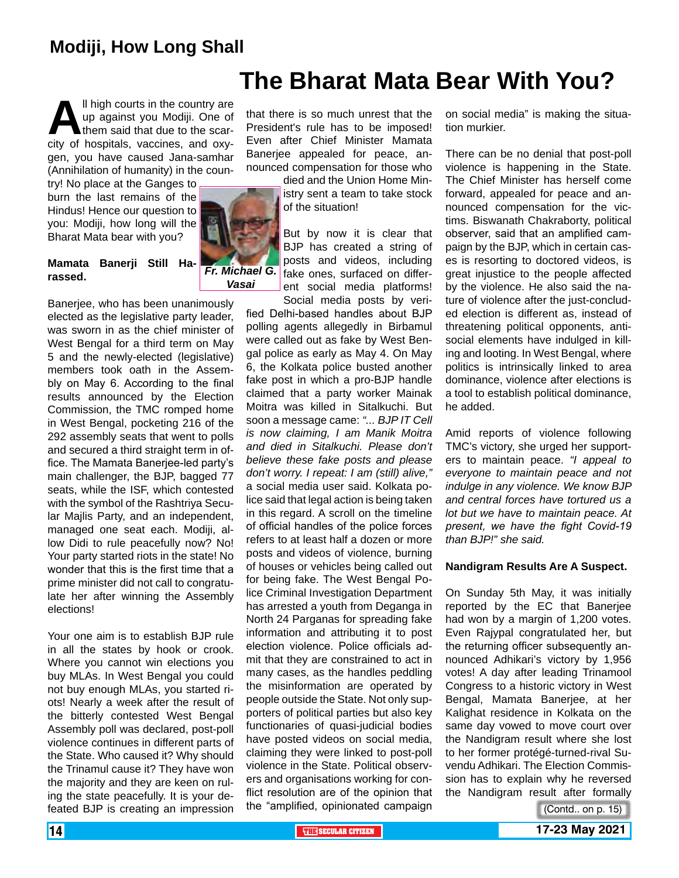## Modiji, How Long Shall

# The Bharat Mata Bear With You?

All high courts in the country are up against you Modiji. One of them said that due to the scarcity of hospitals, vaccines, and oxygen, you have caused Jana-samhar (Annihilation of humanity) in the country! No place at the Ganges to burn the last remains of the Hindus! Hence our question to you: Modiji, how long will the Bharat Mata bear with you?

*Fr. Michael G. Vasai*

**Mamata Banerji Still Harassed.**

Banerjee, who has been unanimously elected as the legislative party leader, was sworn in as the chief minister of West Bengal for a third term on May 5 and the newly-elected (legislative) members took oath in the Assembly on May 6. According to the final results announced by the Election Commission, the TMC romped home in West Bengal, pocketing 216 of the 292 assembly seats that went to polls and secured a third straight term in office. The Mamata Banerjee-led party's main challenger, the BJP, bagged 77 seats, while the ISF, which contested with the symbol of the Rashtriya Secular Majlis Party, and an independent, managed one seat each. Modiji, allow Didi to rule peacefully now? No! Your party started riots in the state! No wonder that this is the first time that a prime minister did not call to congratulate her after winning the Assembly elections!

Your one aim is to establish BJP rule in all the states by hook or crook. Where you cannot win elections you buy MLAs. In West Bengal you could not buy enough MLAs, you started riots! Nearly a week after the result of the bitterly contested West Bengal Assembly poll was declared, post-poll violence continues in different parts of the State. Who caused it? Why should the Trinamul cause it? They have won the majority and they are keen on ruling the state peacefully. It is your defeated BJP is creating an impression that there is so much unrest that the President's rule has to be imposed! Even after Chief Minister Mamata Banerjee appealed for peace, announced compensation for those who died and the Union Home Ministry sent a team to take stock of the situation!

But by now it is clear that BJP has created a string of posts and videos, including fake ones, surfaced on different social media platforms! Social media posts by verified Delhi-based handles about BJP polling agents allegedly in Birbamul were called out as fake by West Bengal police as early as May 4. On May 6, the Kolkata police busted another fake post in which a pro-BJP handle claimed that a party worker Mainak Moitra was killed in Sitalkuchi. But soon a message came: *"... BJP IT Cell is now claiming, I am Manik Moitra and died in Sitalkuchi. Please don't believe these fake posts and please don't worry. I repeat: I am (still) alive,"* a social media user said. Kolkata police said that legal action is being taken in this regard. A scroll on the timeline of official handles of the police forces refers to at least half a dozen or more posts and videos of violence, burning of houses or vehicles being called out for being fake. The West Bengal Police Criminal Investigation Department has arrested a youth from Deganga in North 24 Parganas for spreading fake information and attributing it to post election violence. Police officials admit that they are constrained to act in many cases, as the handles peddling the misinformation are operated by people outside the State. Not only supporters of political parties but also key functionaries of quasi-judicial bodies have posted videos on social media, claiming they were linked to post-poll violence in the State. Political observers and organisations working for conflict resolution are of the opinion that the "amplified, opinionated campaign on social media" is making the situation murkier.

There can be no denial that post-poll violence is happening in the State. The Chief Minister has herself come forward, appealed for peace and announced compensation for the victims. Biswanath Chakraborty, political observer, said that an amplified campaign by the BJP, which in certain cases is resorting to doctored videos, is great injustice to the people affected by the violence. He also said the nature of violence after the just-concluded election is different as, instead of threatening political opponents, antisocial elements have indulged in killing and looting. In West Bengal, where politics is intrinsically linked to area dominance, violence after elections is a tool to establish political dominance, he added.

Amid reports of violence following TMC's victory, she urged her supporters to maintain peace. *"I appeal to everyone to maintain peace and not indulge in any violence. We know BJP and central forces have tortured us a lot but we have to maintain peace. At present, we have the fight Covid-19 than BJP!" she said.*

**Nandigram Results Are A Suspect.**

On Sunday 5th May, it was initially reported by the EC that Banerjee had won by a margin of 1,200 votes. Even Rajypal congratulated her, but the returning officer subsequently announced Adhikari's victory by 1,956 votes! A day after leading Trinamool Congress to a historic victory in West Bengal, Mamata Banerjee, at her Kalighat residence in Kolkata on the same day vowed to move court over the Nandigram result where she lost to her former protégé-turned-rival Suvendu Adhikari. The Election Commission has to explain why he reversed the Nandigram result after formally

(Contd.. on p. 15)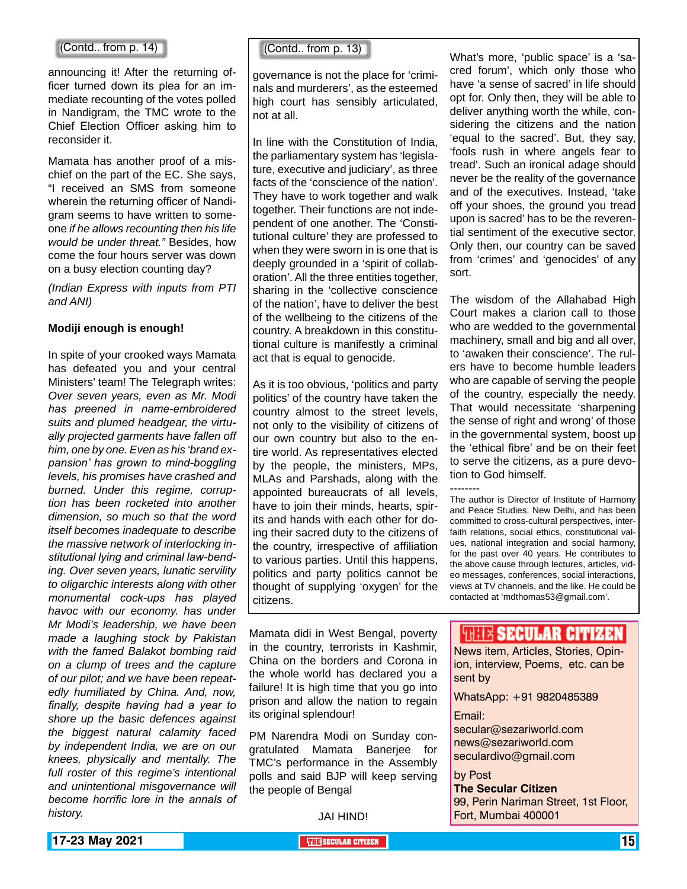(Contd.. from p. 14)

announcing it! After the returning officer turned down its plea for an immediate recounting of the votes polled in Nandigram, the TMC wrote to the Chief Election Officer asking him to reconsider it.

Mamata has another proof of a mischief on the part of the EC. She says, "I received an SMS from someone wherein the returning officer of Nandigram seems to have written to someone *if he allows recounting then his life would be under threat."* Besides, how come the four hours server was down on a busy election counting day?

*(Indian Express with inputs from PTI and ANI)*

**Modiji enough is enough!**

In spite of your crooked ways Mamata has defeated you and your central Ministers' team! The Telegraph writes: *Over seven years, even as Mr. Modi has preened in name-embroidered suits and plumed headgear, the virtually projected garments have fallen off him, one by one. Even as his 'brand expansion' has grown to mind-boggling levels, his promises have crashed and burned. Under this regime, corruption has been rocketed into another dimension, so much so that the word itself becomes inadequate to describe the massive network of interlocking institutional lying and criminal law-bending. Over seven years, lunatic servility to oligarchic interests along with other monumental cock-ups has played havoc with our economy. has under Mr Modi's leadership, we have been made a laughing stock by Pakistan with the famed Balakot bombing raid on a clump of trees and the capture of our pilot; and we have been repeatedly humiliated by China. And, now, finally, despite having had a year to shore up the basic defences against the biggest natural calamity faced by independent India, we are on our knees, physically and mentally. The full roster of this regime's intentional and unintentional misgovernance will become horrific lore in the annals of history.*

Mamata didi in West Bengal, poverty in the country, terrorists in Kashmir, China on the borders and Corona in the whole world has declared you a failure! It is high time that you go into prison and allow the nation to regain its original splendour!

PM Narendra Modi on Sunday congratulated Mamata Banerjee for TMC's performance in the Assembly polls and said BJP will keep serving the people of Bengal

JAI HIND!

(Contd.. from p. 13)

governance is not the place for 'criminals and murderers', as the esteemed high court has sensibly articulated, not at all.

In line with the Constitution of India, the parliamentary system has 'legislature, executive and judiciary', as three facts of the 'conscience of the nation'. They have to work together and walk together. Their functions are not independent of one another. The 'Constitutional culture' they are professed to when they were sworn in is one that is deeply grounded in a 'spirit of collaboration'. All the three entities together, sharing in the 'collective conscience of the nation', have to deliver the best of the wellbeing to the citizens of the country. A breakdown in this constitutional culture is manifestly a criminal act that is equal to genocide.

As it is too obvious, 'politics and party politics' of the country have taken the country almost to the street levels, not only to the visibility of citizens of our own country but also to the entire world. As representatives elected by the people, the ministers, MPs, MLAs and Parshads, along with the appointed bureaucrats of all levels, have to join their minds, hearts, spirits and hands with each other for doing their sacred duty to the citizens of the country, irrespective of affiliation to various parties. Until this happens, politics and party politics cannot be thought of supplying 'oxygen' for the citizens.

What's more, 'public space' is a 'sacred forum', which only those who have 'a sense of sacred' in life should opt for. Only then, they will be able to deliver anything worth the while, considering the citizens and the nation 'equal to the sacred'. But, they say, 'fools rush in where angels fear to tread'. Such an ironical adage should never be the reality of the governance and of the executives. Instead, 'take off your shoes, the ground you tread upon is sacred' has to be the reverential sentiment of the executive sector. Only then, our country can be saved from 'crimes' and 'genocides' of any sort.

The wisdom of the Allahabad High Court makes a clarion call to those who are wedded to the governmental machinery, small and big and all over, to 'awaken their conscience'. The rulers have to become humble leaders who are capable of serving the people of the country, especially the needy. That would necessitate 'sharpening the sense of right and wrong' of those in the governmental system, boost up the 'ethical fibre' and be on their feet to serve the citizens, as a pure devotion to God himself.

--------

The author is Director of Institute of Harmony and Peace Studies, New Delhi, and has been committed to cross-cultural perspectives, interfaith relations, social ethics, constitutional values, national integration and social harmony, for the past over 40 years. He contributes to the above cause through lectures, articles, video messages, conferences, social interactions, views at TV channels, and the like. He could be contacted at 'mdthomas53@gmail.com'.

**THE SECULAR CITIZEN**

News item, Articles, Stories, Opinion, interview, Poems, etc. can be sent by

WhatsApp: +91 9820485389

Email:
secular@sezariworld.com
news@sezariworld.com
seculardivo@gmail.com

by Post
**The Secular Citizen**
99, Perin Nariman Street, 1st Floor,
Fort, Mumbai 400001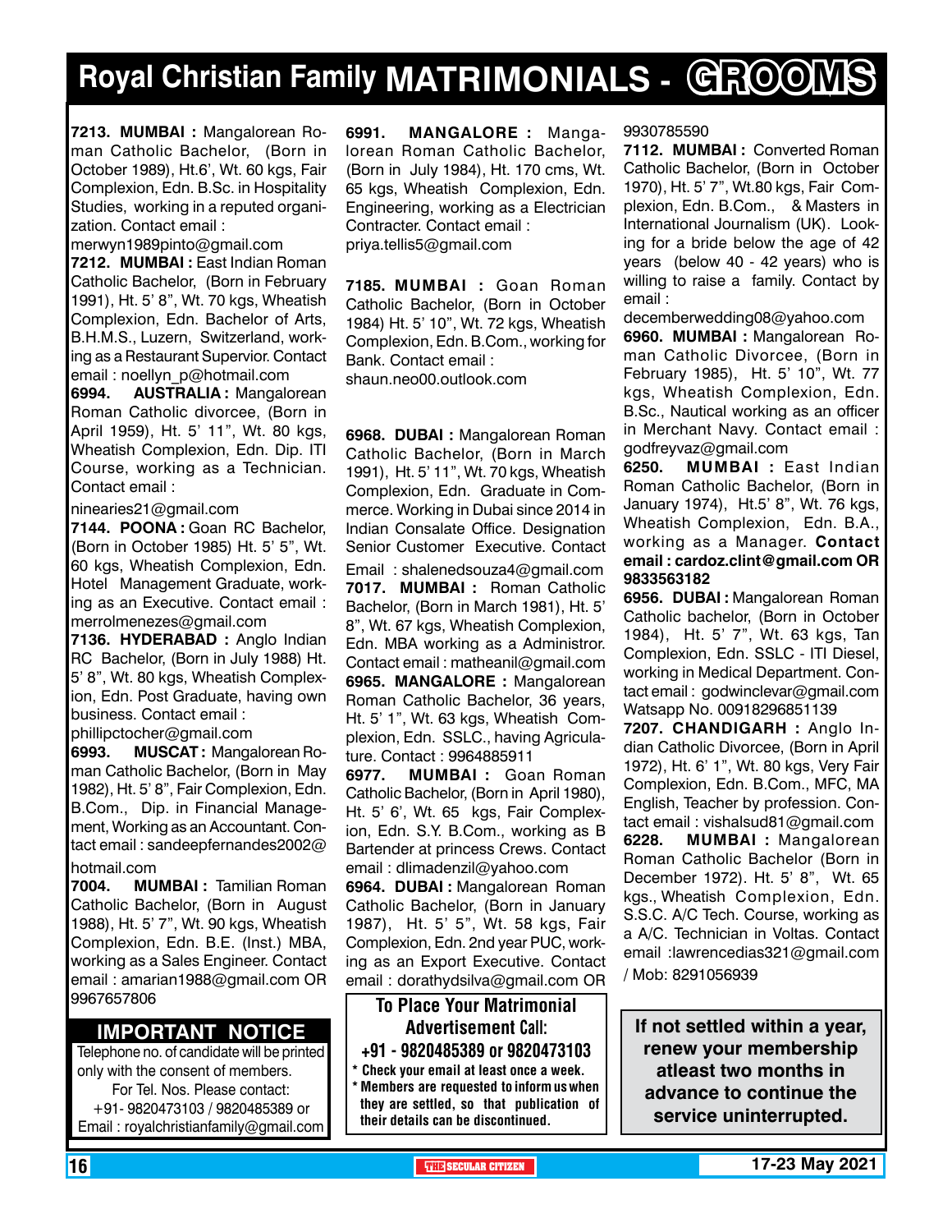# Royal Christian Family MATRIMONIALS - GROOMS

**7213. MUMBAI :** Mangalorean Roman Catholic Bachelor, (Born in October 1989), Ht.6', Wt. 60 kgs, Fair Complexion, Edn. B.Sc. in Hospitality Studies, working in a reputed organization. Contact email : merwyn1989pinto@gmail.com

**7212. MUMBAI :** East Indian Roman Catholic Bachelor, (Born in February 1991), Ht. 5' 8", Wt. 70 kgs, Wheatish Complexion, Edn. Bachelor of Arts, B.H.M.S., Luzern, Switzerland, working as a Restaurant Supervior. Contact email : noellyn_p@hotmail.com

**6994. AUSTRALIA :** Mangalorean Roman Catholic divorcee, (Born in April 1959), Ht. 5' 11", Wt. 80 kgs, Wheatish Complexion, Edn. Dip. ITI Course, working as a Technician. Contact email : ninearies21@gmail.com

**7144. POONA :** Goan RC Bachelor, (Born in October 1985) Ht. 5' 5", Wt. 60 kgs, Wheatish Complexion, Edn. Hotel Management Graduate, working as an Executive. Contact email : merrolmenezes@gmail.com

**7136. HYDERABAD :** Anglo Indian RC Bachelor, (Born in July 1988) Ht. 5' 8", Wt. 80 kgs, Wheatish Complexion, Edn. Post Graduate, having own business. Contact email : phillipctocher@gmail.com

**6993. MUSCAT :** Mangalorean Roman Catholic Bachelor, (Born in May 1982), Ht. 5' 8", Fair Complexion, Edn. B.Com., Dip. in Financial Management, Working as an Accountant. Contact email : sandeepfernandes2002@hotmail.com

**7004. MUMBAI :** Tamilian Roman Catholic Bachelor, (Born in August 1988), Ht. 5' 7", Wt. 90 kgs, Wheatish Complexion, Edn. B.E. (Inst.) MBA, working as a Sales Engineer. Contact email : amarian1988@gmail.com OR 9967657806

## IMPORTANT NOTICE

Telephone no. of candidate will be printed only with the consent of members. For Tel. Nos. Please contact: +91- 9820473103 / 9820485389 or Email : royalchristianfamily@gmail.com

**6991. MANGALORE :** Mangalorean Roman Catholic Bachelor, (Born in July 1984), Ht. 170 cms, Wt. 65 kgs, Wheatish Complexion, Edn. Engineering, working as a Electrician Contracter. Contact email : priya.tellis5@gmail.com

**7185. MUMBAI :** Goan Roman Catholic Bachelor, (Born in October 1984) Ht. 5' 10", Wt. 72 kgs, Wheatish Complexion, Edn. B.Com., working for Bank. Contact email : shaun.neo00.outlook.com

**6968. DUBAI :** Mangalorean Roman Catholic Bachelor, (Born in March 1991), Ht. 5' 11", Wt. 70 kgs, Wheatish Complexion, Edn. Graduate in Commerce. Working in Dubai since 2014 in Indian Consalate Office. Designation Senior Customer Executive. Contact Email : shalenedsouza4@gmail.com

**7017. MUMBAI :** Roman Catholic Bachelor, (Born in March 1981), Ht. 5' 8", Wt. 67 kgs, Wheatish Complexion, Edn. MBA working as a Administror. Contact email : matheanil@gmail.com

**6965. MANGALORE :** Mangalorean Roman Catholic Bachelor, 36 years, Ht. 5' 1", Wt. 63 kgs, Wheatish Complexion, Edn. SSLC., having Agriculature. Contact : 9964885911

**6977. MUMBAI :** Goan Roman Catholic Bachelor, (Born in April 1980), Ht. 5' 6', Wt. 65 kgs, Fair Complexion, Edn. S.Y. B.Com., working as B Bartender at princess Crews. Contact email : dlimadenzil@yahoo.com

**6964. DUBAI :** Mangalorean Roman Catholic Bachelor, (Born in January 1987), Ht. 5' 5", Wt. 58 kgs, Fair Complexion, Edn. 2nd year PUC, working as an Export Executive. Contact email : dorathydsilva@gmail.com OR 9930785590

**To Place Your Matrimonial Advertisement Call: +91 - 9820485389 or 9820473103**

\* Check your email at least once a week.
\* Members are requested to inform us when they are settled, so that publication of their details can be discontinued.

**7112. MUMBAI :** Converted Roman Catholic Bachelor, (Born in October 1970), Ht. 5' 7", Wt.80 kgs, Fair Complexion, Edn. B.Com., & Masters in International Journalism (UK). Looking for a bride below the age of 42 years (below 40 - 42 years) who is willing to raise a family. Contact by email : decemberwedding08@yahoo.com

**6960. MUMBAI :** Mangalorean Roman Catholic Divorcee, (Born in February 1985), Ht. 5' 10", Wt. 77 kgs, Wheatish Complexion, Edn. B.Sc., Nautical working as an officer in Merchant Navy. Contact email : godfreyvaz@gmail.com

**6250. MUMBAI :** East Indian Roman Catholic Bachelor, (Born in January 1974), Ht.5' 8", Wt. 76 kgs, Wheatish Complexion, Edn. B.A., working as a Manager. **Contact email : cardoz.clint@gmail.com OR 9833563182**

**6956. DUBAI :** Mangalorean Roman Catholic bachelor, (Born in October 1984), Ht. 5' 7", Wt. 63 kgs, Tan Complexion, Edn. SSLC - ITI Diesel, working in Medical Department. Contact email : godwinclevar@gmail.com Watsapp No. 00918296851139

**7207. CHANDIGARH :** Anglo Indian Catholic Divorcee, (Born in April 1972), Ht. 6' 1", Wt. 80 kgs, Very Fair Complexion, Edn. B.Com., MFC, MA English, Teacher by profession. Contact email : vishalsud81@gmail.com

**6228. MUMBAI :** Mangalorean Roman Catholic Bachelor (Born in December 1972). Ht. 5' 8", Wt. 65 kgs., Wheatish Complexion, Edn. S.S.C. A/C Tech. Course, working as a A/C. Technician in Voltas. Contact email :lawrencedias321@gmail.com / Mob: 8291056939

**If not settled within a year, renew your membership atleast two months in advance to continue the service uninterrupted.**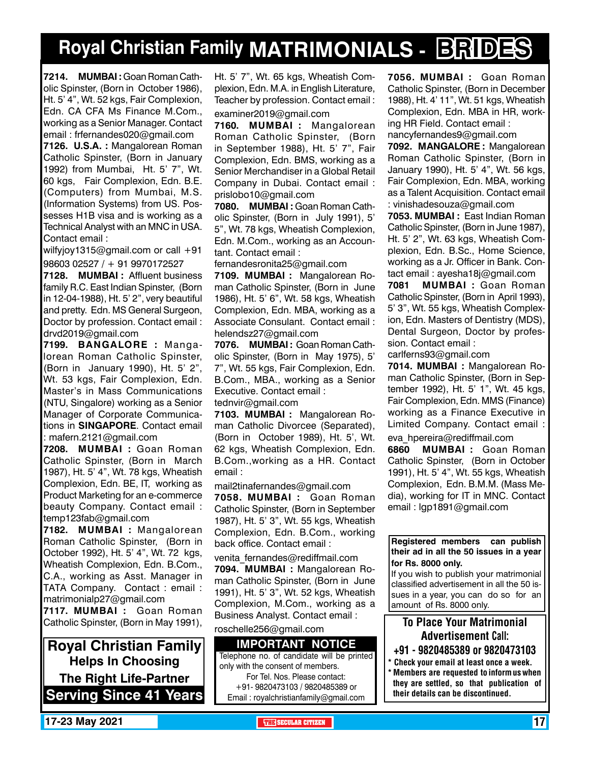# Royal Christian Family MATRIMONIALS - BRIDES

**7214. MUMBAI :** Goan Roman Catholic Spinster, (Born in October 1986), Ht. 5' 4", Wt. 52 kgs, Fair Complexion, Edn. CA CFA Ms Finance M.Com., working as a Senior Manager. Contact email : frfernandes020@gmail.com

**7126. U.S.A. :** Mangalorean Roman Catholic Spinster, (Born in January 1992) from Mumbai, Ht. 5' 7", Wt. 60 kgs, Fair Complexion, Edn. B.E. (Computers) from Mumbai, M.S. (Information Systems) from US. Possesses H1B visa and is working as a Technical Analyst with an MNC in USA. Contact email : wilfyjoy1315@gmail.com or call +91 98603 02527 / + 91 9970172527

**7128. MUMBAI :** Affluent business family R.C. East Indian Spinster, (Born in 12-04-1988), Ht. 5' 2", very beautiful and pretty. Edn. MS General Surgeon, Doctor by profession. Contact email : drvd2019@gmail.com

**7199. BANGALORE :** Mangalorean Roman Catholic Spinster, (Born in January 1990), Ht. 5' 2", Wt. 53 kgs, Fair Complexion, Edn. Master's in Mass Communications (NTU, Singalore) working as a Senior Manager of Corporate Communications in **SINGAPORE**. Contact email : mafern.2121@gmail.com

**7208. MUMBAI :** Goan Roman Catholic Spinster, (Born in March 1987), Ht. 5' 4", Wt. 78 kgs, Wheatish Complexion, Edn. BE, IT, working as Product Marketing for an e-commerce beauty Company. Contact email : temp123fab@gmail.com

**7182. MUMBAI :** Mangalorean Roman Catholic Spinster, (Born in October 1992), Ht. 5' 4", Wt. 72 kgs, Wheatish Complexion, Edn. B.Com., C.A., working as Asst. Manager in TATA Company. Contact : email : matrimonialp27@gmail.com

**7117. MUMBAI :** Goan Roman Catholic Spinster, (Born in May 1991), Ht. 5' 7", Wt. 65 kgs, Wheatish Complexion, Edn. M.A. in English Literature, Teacher by profession. Contact email : examiner2019@gmail.com

**7160. MUMBAI :** Mangalorean Roman Catholic Spinster, (Born in September 1988), Ht. 5' 7", Fair Complexion, Edn. BMS, working as a Senior Merchandiser in a Global Retail Company in Dubai. Contact email : prislobo10@gmail.com

**7080. MUMBAI :** Goan Roman Catholic Spinster, (Born in July 1991), 5' 5", Wt. 78 kgs, Wheatish Complexion, Edn. M.Com., working as an Accountant. Contact email : fernandesronita25@gmail.com

**7109. MUMBAI :** Mangalorean Roman Catholic Spinster, (Born in June 1986), Ht. 5' 6", Wt. 58 kgs, Wheatish Complexion, Edn. MBA, working as a Associate Consulant. Contact email : helendsz27@gmail.com

**7076. MUMBAI :** Goan Roman Catholic Spinster, (Born in May 1975), 5' 7", Wt. 55 kgs, Fair Complexion, Edn. B.Com., MBA., working as a Senior Executive. Contact email : tednvir@gmail.com

**7103. MUMBAI :** Mangalorean Roman Catholic Divorcee (Separated), (Born in October 1989), Ht. 5', Wt. 62 kgs, Wheatish Complexion, Edn. B.Com.,working as a HR. Contact email : mail2tinafernandes@gmail.com

**7058. MUMBAI :** Goan Roman Catholic Spinster, (Born in September 1987), Ht. 5' 3", Wt. 55 kgs, Wheatish Complexion, Edn. B.Com., working back office. Contact email : venita_fernandes@rediffmail.com

**7094. MUMBAI :** Mangalorean Roman Catholic Spinster, (Born in June 1991), Ht. 5' 3", Wt. 52 kgs, Wheatish Complexion, M.Com., working as a Business Analyst. Contact email : roschelle256@gmail.com

**7056. MUMBAI :** Goan Roman Catholic Spinster, (Born in December 1988), Ht. 4' 11", Wt. 51 kgs, Wheatish Complexion, Edn. MBA in HR, working HR Field. Contact email : nancyfernandes9@gmail.com

**7092. MANGALORE :** Mangalorean Roman Catholic Spinster, (Born in January 1990), Ht. 5' 4", Wt. 56 kgs, Fair Complexion, Edn. MBA, working as a Talent Acquisition. Contact email : vinishadesouza@gmail.com

**7053. MUMBAI :** East Indian Roman Catholic Spinster, (Born in June 1987), Ht. 5' 2", Wt. 63 kgs, Wheatish Complexion, Edn. B.Sc., Home Science, working as a Jr. Officer in Bank. Contact email : ayesha18j@gmail.com

**7081 MUMBAI :** Goan Roman Catholic Spinster, (Born in April 1993), 5' 3", Wt. 55 kgs, Wheatish Complexion, Edn. Masters of Dentistry (MDS), Dental Surgeon, Doctor by profession. Contact email : carlferns93@gmail.com

**7014. MUMBAI :** Mangalorean Roman Catholic Spinster, (Born in September 1992), Ht. 5' 1", Wt. 45 kgs, Fair Complexion, Edn. MMS (Finance) working as a Finance Executive in Limited Company. Contact email : eva_hpereira@rediffmail.com

**6860 MUMBAI :** Goan Roman Catholic Spinster, (Born in October 1991), Ht. 5' 4", Wt. 55 kgs, Wheatish Complexion, Edn. B.M.M. (Mass Media), working for IT in MNC. Contact email : lgp1891@gmail.com

**Royal Christian Family**
**Helps In Choosing**
**The Right Life-Partner**
**Serving Since 41 Years**

**IMPORTANT NOTICE**

Telephone no. of candidate will be printed only with the consent of members. For Tel. Nos. Please contact: +91- 9820473103 / 9820485389 or Email : royalchristianfamily@gmail.com

**Registered members can publish their ad in all the 50 issues in a year for Rs. 8000 only.**

If you wish to publish your matrimonial classified advertisement in all the 50 issues in a year, you can do so for an amount of Rs. 8000 only.

**To Place Your Matrimonial Advertisement Call:**
**+91 - 9820485389 or 9820473103**

- **Check your email at least once a week.**
- **Members are requested to inform us when they are settled, so that publication of their details can be discontinued.**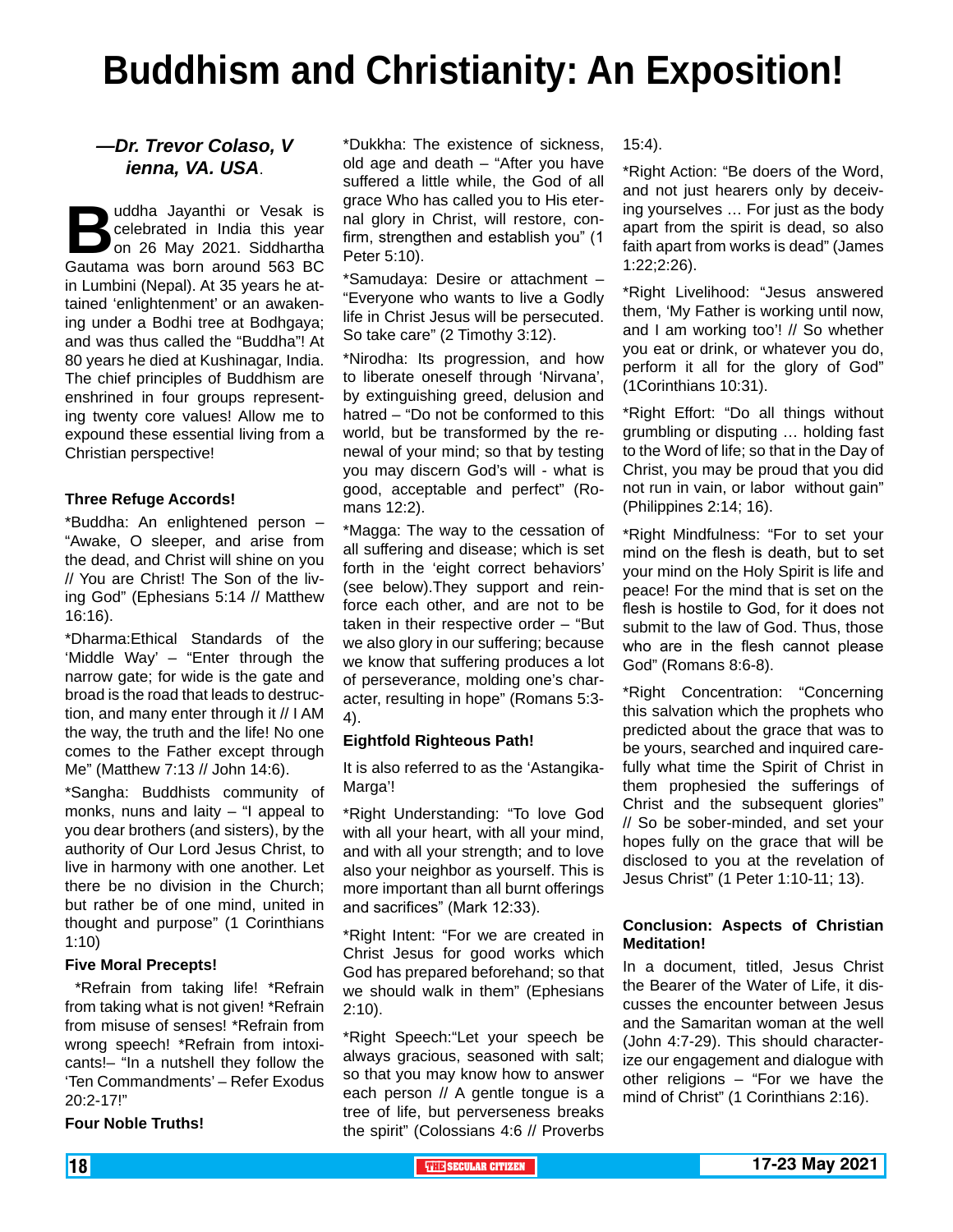# Buddhism and Christianity: An Exposition!

***—Dr. Trevor Colaso, V ienna, VA. USA*.**

Buddha Jayanthi or Vesak is celebrated in India this year on 26 May 2021. Siddhartha Gautama was born around 563 BC in Lumbini (Nepal). At 35 years he attained 'enlightenment' or an awakening under a Bodhi tree at Bodhgaya; and was thus called the "Buddha"! At 80 years he died at Kushinagar, India. The chief principles of Buddhism are enshrined in four groups representing twenty core values! Allow me to expound these essential living from a Christian perspective!

**Three Refuge Accords!**

*Buddha: An enlightened person – "Awake, O sleeper, and arise from the dead, and Christ will shine on you // You are Christ! The Son of the living God" (Ephesians 5:14 // Matthew 16:16).

*Dharma:Ethical Standards of the 'Middle Way' – "Enter through the narrow gate; for wide is the gate and broad is the road that leads to destruction, and many enter through it // I AM the way, the truth and the life! No one comes to the Father except through Me" (Matthew 7:13 // John 14:6).

*Sangha: Buddhists community of monks, nuns and laity – "I appeal to you dear brothers (and sisters), by the authority of Our Lord Jesus Christ, to live in harmony with one another. Let there be no division in the Church; but rather be of one mind, united in thought and purpose" (1 Corinthians 1:10)

**Five Moral Precepts!**

*Refrain from taking life! *Refrain from taking what is not given! *Refrain from misuse of senses! *Refrain from wrong speech! *Refrain from intoxicants!– "In a nutshell they follow the 'Ten Commandments' – Refer Exodus 20:2-17!"

**Four Noble Truths!**

*Dukkha: The existence of sickness, old age and death – "After you have suffered a little while, the God of all grace Who has called you to His eternal glory in Christ, will restore, confirm, strengthen and establish you" (1 Peter 5:10).

*Samudaya: Desire or attachment – "Everyone who wants to live a Godly life in Christ Jesus will be persecuted. So take care" (2 Timothy 3:12).

*Nirodha: Its progression, and how to liberate oneself through 'Nirvana', by extinguishing greed, delusion and hatred – "Do not be conformed to this world, but be transformed by the renewal of your mind; so that by testing you may discern God's will - what is good, acceptable and perfect" (Romans 12:2).

*Magga: The way to the cessation of all suffering and disease; which is set forth in the 'eight correct behaviors' (see below).They support and reinforce each other, and are not to be taken in their respective order – "But we also glory in our suffering; because we know that suffering produces a lot of perseverance, molding one's character, resulting in hope" (Romans 5:3-4).

**Eightfold Righteous Path!**

It is also referred to as the 'Astangika-Marga'!

*Right Understanding: "To love God with all your heart, with all your mind, and with all your strength; and to love also your neighbor as yourself. This is more important than all burnt offerings and sacrifices" (Mark 12:33).

*Right Intent: "For we are created in Christ Jesus for good works which God has prepared beforehand; so that we should walk in them" (Ephesians 2:10).

*Right Speech:"Let your speech be always gracious, seasoned with salt; so that you may know how to answer each person // A gentle tongue is a tree of life, but perverseness breaks the spirit" (Colossians 4:6 // Proverbs 15:4).

*Right Action: "Be doers of the Word, and not just hearers only by deceiving yourselves … For just as the body apart from the spirit is dead, so also faith apart from works is dead" (James 1:22;2:26).

*Right Livelihood: "Jesus answered them, 'My Father is working until now, and I am working too'! // So whether you eat or drink, or whatever you do, perform it all for the glory of God" (1Corinthians 10:31).

*Right Effort: "Do all things without grumbling or disputing … holding fast to the Word of life; so that in the Day of Christ, you may be proud that you did not run in vain, or labor without gain" (Philippines 2:14; 16).

*Right Mindfulness: "For to set your mind on the flesh is death, but to set your mind on the Holy Spirit is life and peace! For the mind that is set on the flesh is hostile to God, for it does not submit to the law of God. Thus, those who are in the flesh cannot please God" (Romans 8:6-8).

*Right Concentration: "Concerning this salvation which the prophets who predicted about the grace that was to be yours, searched and inquired carefully what time the Spirit of Christ in them prophesied the sufferings of Christ and the subsequent glories" // So be sober-minded, and set your hopes fully on the grace that will be disclosed to you at the revelation of Jesus Christ" (1 Peter 1:10-11; 13).

**Conclusion: Aspects of Christian Meditation!**

In a document, titled, Jesus Christ the Bearer of the Water of Life, it discusses the encounter between Jesus and the Samaritan woman at the well (John 4:7-29). This should characterize our engagement and dialogue with other religions – "For we have the mind of Christ" (1 Corinthians 2:16).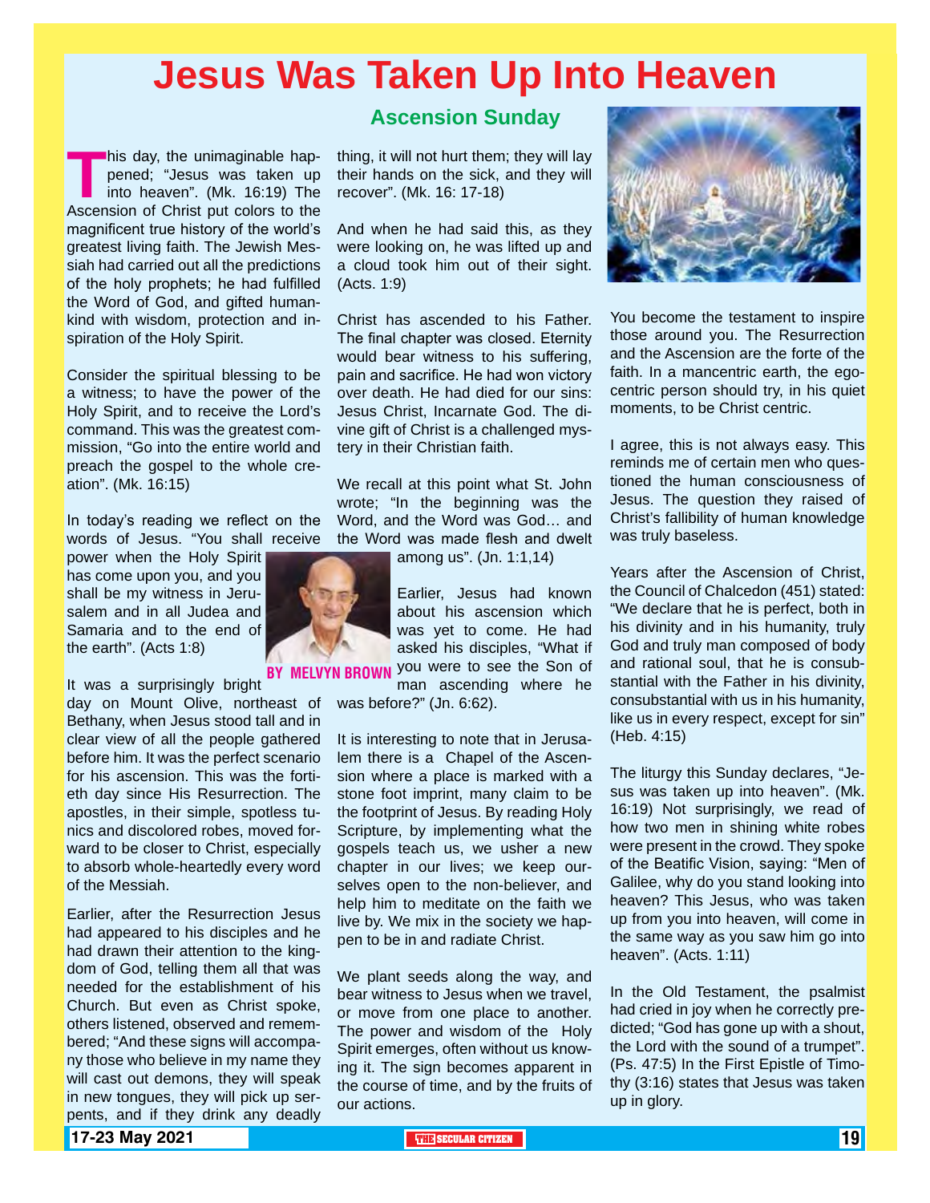# Jesus Was Taken Up Into Heaven

## Ascension Sunday

**BY MELVYN BROWN**

This day, the unimaginable happened; "Jesus was taken up into heaven". (Mk. 16:19) The Ascension of Christ put colors to the magnificent true history of the world's greatest living faith. The Jewish Messiah had carried out all the predictions of the holy prophets; he had fulfilled the Word of God, and gifted humankind with wisdom, protection and inspiration of the Holy Spirit.

Consider the spiritual blessing to be a witness; to have the power of the Holy Spirit, and to receive the Lord's command. This was the greatest commission, "Go into the entire world and preach the gospel to the whole creation". (Mk. 16:15)

In today's reading we reflect on the words of Jesus. "You shall receive power when the Holy Spirit has come upon you, and you shall be my witness in Jerusalem and in all Judea and Samaria and to the end of the earth". (Acts 1:8)

It was a surprisingly bright day on Mount Olive, northeast of Bethany, when Jesus stood tall and in clear view of all the people gathered before him. It was the perfect scenario for his ascension. This was the fortieth day since His Resurrection. The apostles, in their simple, spotless tunics and discolored robes, moved forward to be closer to Christ, especially to absorb whole-heartedly every word of the Messiah.

Earlier, after the Resurrection Jesus had appeared to his disciples and he had drawn their attention to the kingdom of God, telling them all that was needed for the establishment of his Church. But even as Christ spoke, others listened, observed and remembered; "And these signs will accompany those who believe in my name they will cast out demons, they will speak in new tongues, they will pick up serpents, and if they drink any deadly thing, it will not hurt them; they will lay their hands on the sick, and they will recover". (Mk. 16: 17-18)

And when he had said this, as they were looking on, he was lifted up and a cloud took him out of their sight. (Acts. 1:9)

Christ has ascended to his Father. The final chapter was closed. Eternity would bear witness to his suffering, pain and sacrifice. He had won victory over death. He had died for our sins: Jesus Christ, Incarnate God. The divine gift of Christ is a challenged mystery in their Christian faith.

We recall at this point what St. John wrote; "In the beginning was the Word, and the Word was God… and the Word was made flesh and dwelt among us". (Jn. 1:1,14)

Earlier, Jesus had known about his ascension which was yet to come. He had asked his disciples, "What if you were to see the Son of man ascending where he was before?" (Jn. 6:62).

It is interesting to note that in Jerusalem there is a Chapel of the Ascension where a place is marked with a stone foot imprint, many claim to be the footprint of Jesus. By reading Holy Scripture, by implementing what the gospels teach us, we usher a new chapter in our lives; we keep ourselves open to the non-believer, and help him to meditate on the faith we live by. We mix in the society we happen to be in and radiate Christ.

We plant seeds along the way, and bear witness to Jesus when we travel, or move from one place to another. The power and wisdom of the Holy Spirit emerges, often without us knowing it. The sign becomes apparent in the course of time, and by the fruits of our actions.

You become the testament to inspire those around you. The Resurrection and the Ascension are the forte of the faith. In a mancentric earth, the egocentric person should try, in his quiet moments, to be Christ centric.

I agree, this is not always easy. This reminds me of certain men who questioned the human consciousness of Jesus. The question they raised of Christ's fallibility of human knowledge was truly baseless.

Years after the Ascension of Christ, the Council of Chalcedon (451) stated: "We declare that he is perfect, both in his divinity and in his humanity, truly God and truly man composed of body and rational soul, that he is consubstantial with the Father in his divinity, consubstantial with us in his humanity, like us in every respect, except for sin" (Heb. 4:15)

The liturgy this Sunday declares, "Jesus was taken up into heaven". (Mk. 16:19) Not surprisingly, we read of how two men in shining white robes were present in the crowd. They spoke of the Beatific Vision, saying: "Men of Galilee, why do you stand looking into heaven? This Jesus, who was taken up from you into heaven, will come in the same way as you saw him go into heaven". (Acts. 1:11)

In the Old Testament, the psalmist had cried in joy when he correctly predicted; "God has gone up with a shout, the Lord with the sound of a trumpet". (Ps. 47:5) In the First Epistle of Timothy (3:16) states that Jesus was taken up in glory.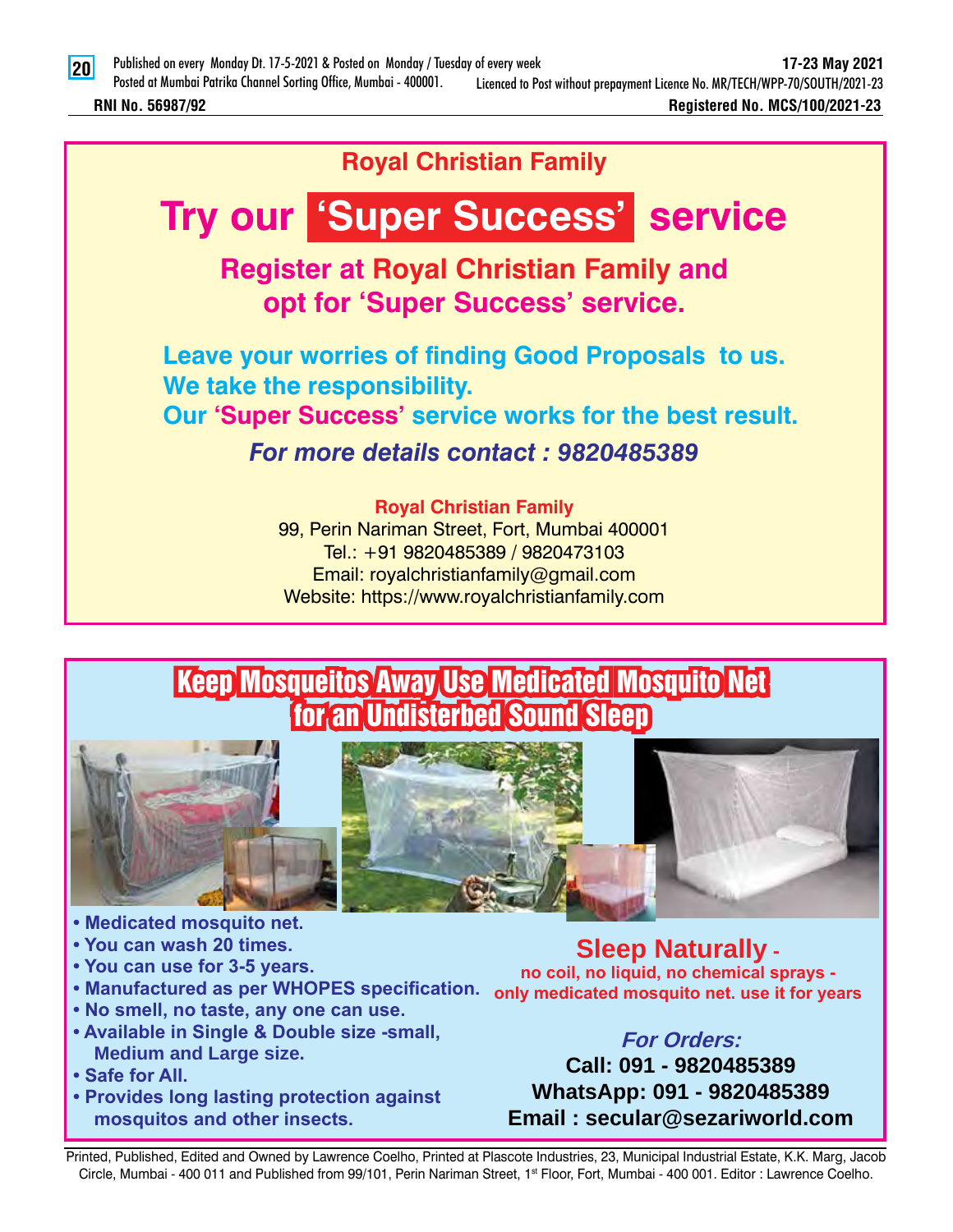Published on every Monday Dt. 17-5-2021 & Posted on Monday / Tuesday of every week
Posted at Mumbai Patrika Channel Sorting Office, Mumbai - 400001.
Licenced to Post without prepayment Licence No. MR/TECH/WPP-70/SOUTH/2021-23
17-23 May 2021
RNI No. 56987/92
Registered No. MCS/100/2021-23

## Royal Christian Family

# Try our 'Super Success' service

**Register at Royal Christian Family and opt for 'Super Success' service.**

**Leave your worries of finding Good Proposals to us.**
**We take the responsibility.**
**Our 'Super Success' service works for the best result.**

***For more details contact : 9820485389***

**Royal Christian Family**
99, Perin Nariman Street, Fort, Mumbai 400001
Tel.: +91 9820485389 / 9820473103
Email: royalchristianfamily@gmail.com
Website: https://www.royalchristianfamily.com

## Keep Mosqueitos Away Use Medicated Mosquito Net for an Undisterbed Sound Sleep

- **Medicated mosquito net.**
- **You can wash 20 times.**
- **You can use for 3-5 years.**
- **Manufactured as per WHOPES specification.**
- **No smell, no taste, any one can use.**
- **Available in Single & Double size -small, Medium and Large size.**
- **Safe for All.**
- **Provides long lasting protection against mosquitos and other insects.**

**Sleep Naturally -**
**no coil, no liquid, no chemical sprays - only medicated mosquito net. use it for years**

***For Orders:***
**Call: 091 - 9820485389**
**WhatsApp: 091 - 9820485389**
**Email : secular@sezariworld.com**

Printed, Published, Edited and Owned by Lawrence Coelho, Printed at Plascote Industries, 23, Municipal Industrial Estate, K.K. Marg, Jacob Circle, Mumbai - 400 011 and Published from 99/101, Perin Nariman Street, 1st Floor, Fort, Mumbai - 400 001. Editor : Lawrence Coelho.